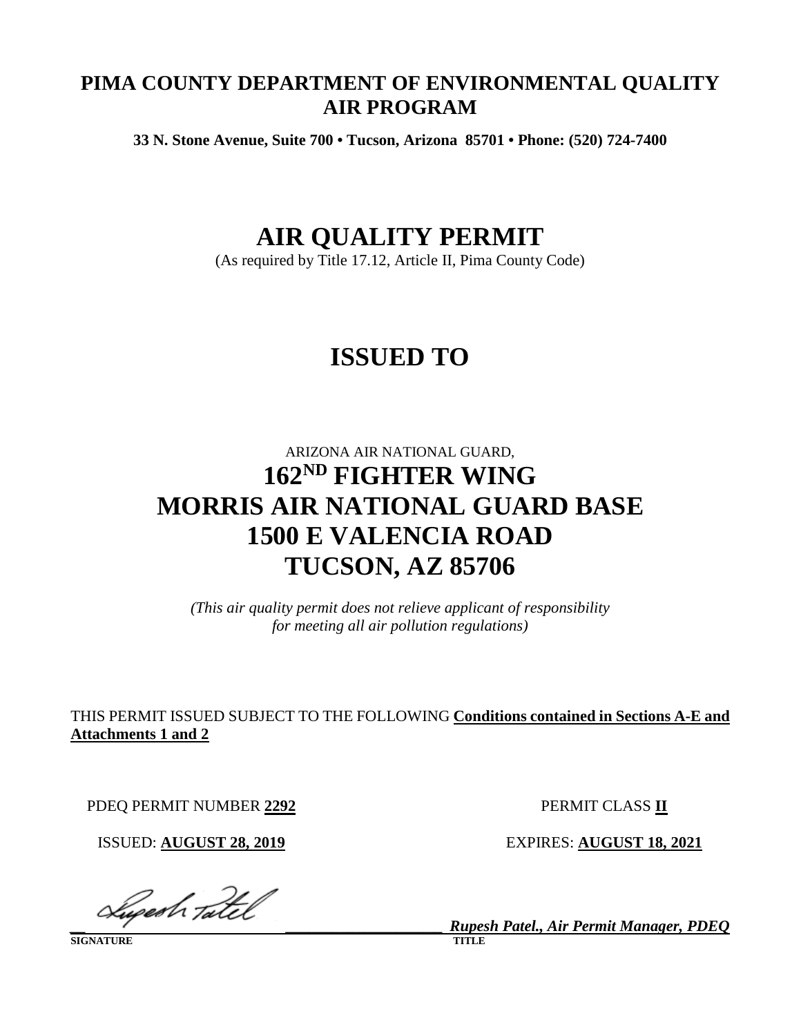# PIMA COUNTY DEPARTMENT OF ENVIRONMENTAL QUALITY
# AIR PROGRAM

**33 N. Stone Avenue, Suite 700 • Tucson, Arizona 85701 • Phone: (520) 724-7400**

# AIR QUALITY PERMIT

(As required by Title 17.12, Article II, Pima County Code)

# ISSUED TO

ARIZONA AIR NATIONAL GUARD,

## 162ND FIGHTER WING
## MORRIS AIR NATIONAL GUARD BASE
## 1500 E VALENCIA ROAD
## TUCSON, AZ 85706

*(This air quality permit does not relieve applicant of responsibility for meeting all air pollution regulations)*

THIS PERMIT ISSUED SUBJECT TO THE FOLLOWING **Conditions contained in Sections A-E and Attachments 1 and 2**

PDEQ PERMIT NUMBER **2292**

PERMIT CLASS **II**

ISSUED: **AUGUST 28, 2019**

EXPIRES: **AUGUST 18, 2021**

**SIGNATURE**

**TITLE** *Rupesh Patel., Air Permit Manager, PDEQ*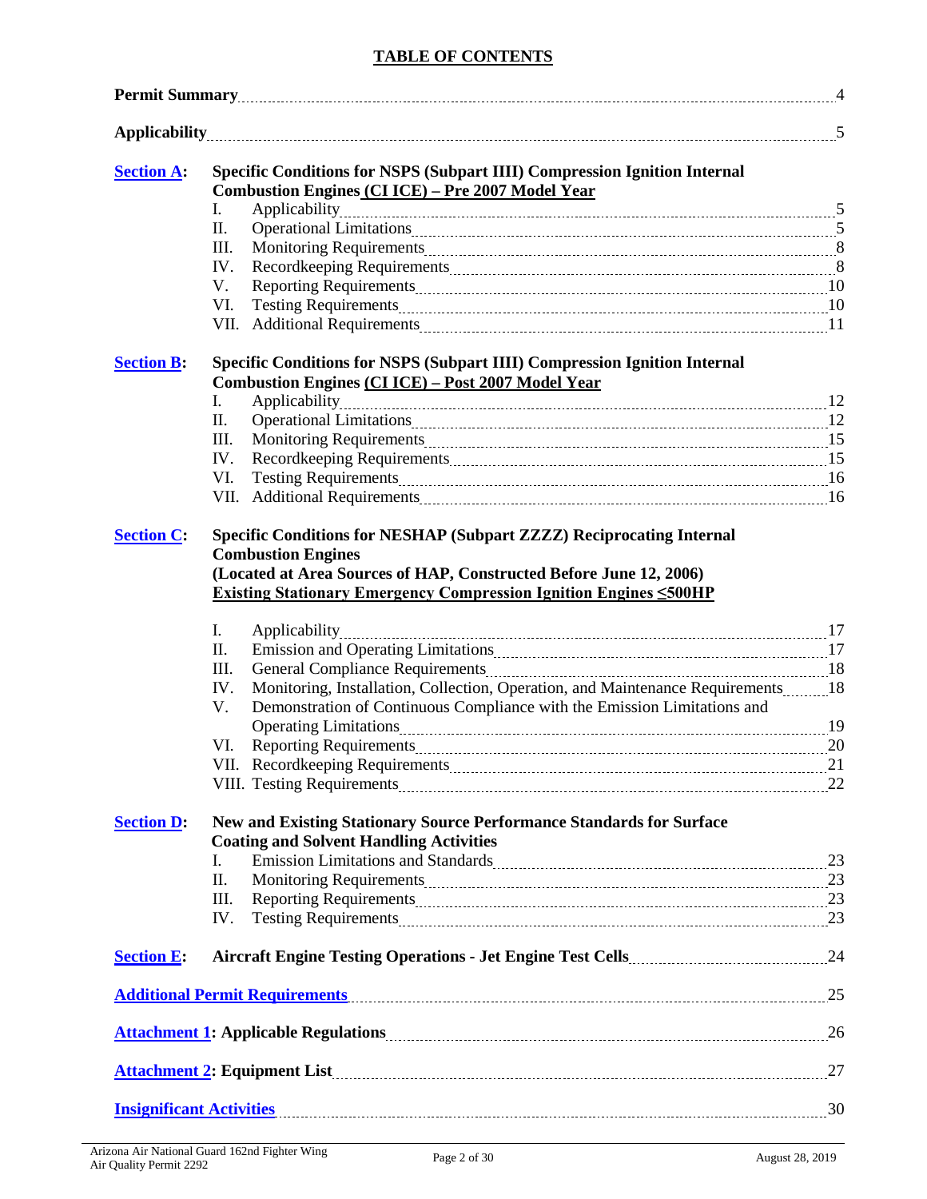## TABLE OF CONTENTS

**Permit Summary** .......... 4

**Applicability** .......... 5

**Section A**: **Specific Conditions for NSPS (Subpart IIII) Compression Ignition Internal Combustion Engines (CI ICE) – Pre 2007 Model Year**

- I. Applicability .......... 5
- II. Operational Limitations .......... 5
- III. Monitoring Requirements .......... 8
- IV. Recordkeeping Requirements .......... 8
- V. Reporting Requirements .......... 10
- VI. Testing Requirements .......... 10
- VII. Additional Requirements .......... 11

**Section B**: **Specific Conditions for NSPS (Subpart IIII) Compression Ignition Internal Combustion Engines (CI ICE) – Post 2007 Model Year**

- I. Applicability .......... 12
- II. Operational Limitations .......... 12
- III. Monitoring Requirements .......... 15
- IV. Recordkeeping Requirements .......... 15
- VI. Testing Requirements .......... 16
- VII. Additional Requirements .......... 16

**Section C**: **Specific Conditions for NESHAP (Subpart ZZZZ) Reciprocating Internal Combustion Engines (Located at Area Sources of HAP, Constructed Before June 12, 2006) Existing Stationary Emergency Compression Ignition Engines ≤500HP**

- I. Applicability .......... 17
- II. Emission and Operating Limitations .......... 17
- III. General Compliance Requirements .......... 18
- IV. Monitoring, Installation, Collection, Operation, and Maintenance Requirements .......... 18
- V. Demonstration of Continuous Compliance with the Emission Limitations and Operating Limitations .......... 19
- VI. Reporting Requirements .......... 20
- VII. Recordkeeping Requirements .......... 21
- VIII. Testing Requirements .......... 22

**Section D**: **New and Existing Stationary Source Performance Standards for Surface Coating and Solvent Handling Activities**

- I. Emission Limitations and Standards .......... 23
- II. Monitoring Requirements .......... 23
- III. Reporting Requirements .......... 23
- IV. Testing Requirements .......... 23

**Section E**: **Aircraft Engine Testing Operations - Jet Engine Test Cells** .......... 24

**Additional Permit Requirements** .......... 25

**Attachment 1: Applicable Regulations** .......... 26

**Attachment 2: Equipment List** .......... 27

**Insignificant Activities** .......... 30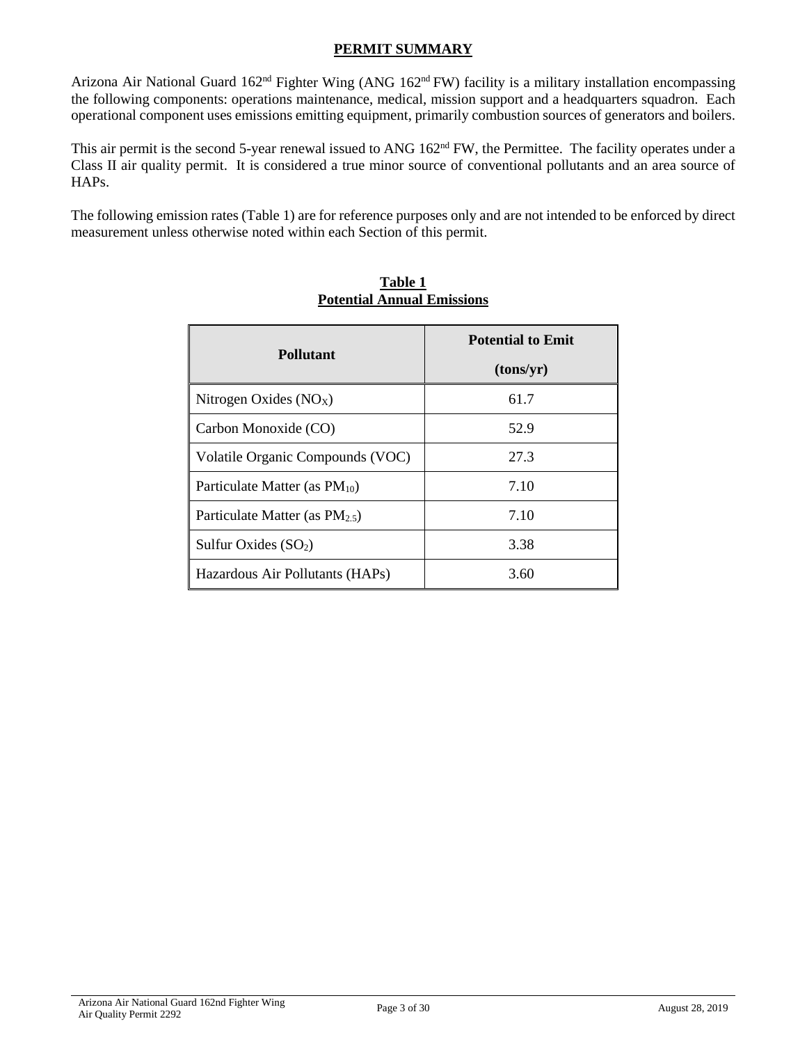# PERMIT SUMMARY

Arizona Air National Guard 162nd Fighter Wing (ANG 162nd FW) facility is a military installation encompassing the following components: operations maintenance, medical, mission support and a headquarters squadron. Each operational component uses emissions emitting equipment, primarily combustion sources of generators and boilers.

This air permit is the second 5-year renewal issued to ANG 162nd FW, the Permittee. The facility operates under a Class II air quality permit. It is considered a true minor source of conventional pollutants and an area source of HAPs.

The following emission rates (Table 1) are for reference purposes only and are not intended to be enforced by direct measurement unless otherwise noted within each Section of this permit.

**Table 1**
**Potential Annual Emissions**

| Pollutant | Potential to Emit (tons/yr) |
|---|---|
| Nitrogen Oxides ($NO_X$) | 61.7 |
| Carbon Monoxide (CO) | 52.9 |
| Volatile Organic Compounds (VOC) | 27.3 |
| Particulate Matter (as $PM_{10}$) | 7.10 |
| Particulate Matter (as $PM_{2.5}$) | 7.10 |
| Sulfur Oxides ($SO_2$) | 3.38 |
| Hazardous Air Pollutants (HAPs) | 3.60 |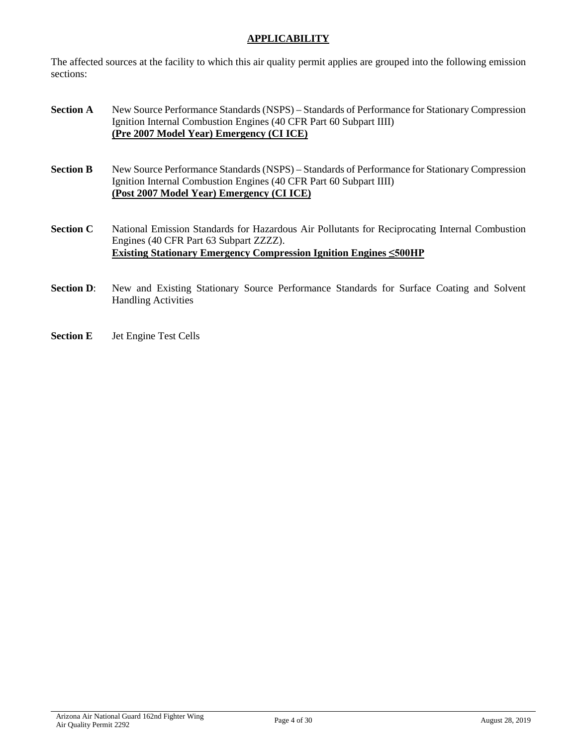## APPLICABILITY

The affected sources at the facility to which this air quality permit applies are grouped into the following emission sections:

**Section A** New Source Performance Standards (NSPS) – Standards of Performance for Stationary Compression Ignition Internal Combustion Engines (40 CFR Part 60 Subpart IIII)
**(Pre 2007 Model Year) Emergency (CI ICE)**

**Section B** New Source Performance Standards (NSPS) – Standards of Performance for Stationary Compression Ignition Internal Combustion Engines (40 CFR Part 60 Subpart IIII)
**(Post 2007 Model Year) Emergency (CI ICE)**

**Section C** National Emission Standards for Hazardous Air Pollutants for Reciprocating Internal Combustion Engines (40 CFR Part 63 Subpart ZZZZ).
**Existing Stationary Emergency Compression Ignition Engines ≤500HP**

**Section D**: New and Existing Stationary Source Performance Standards for Surface Coating and Solvent Handling Activities

**Section E** Jet Engine Test Cells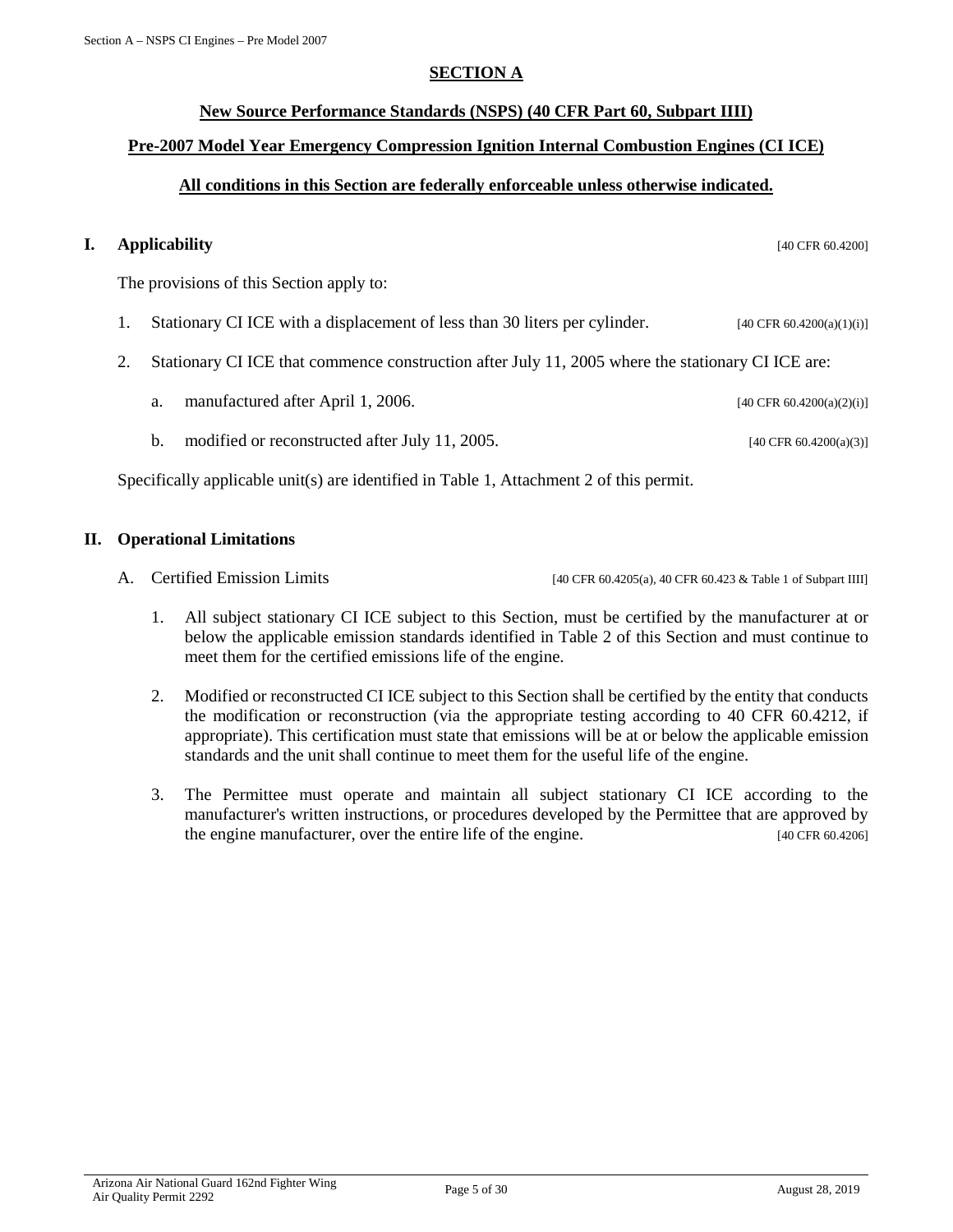## SECTION A

### New Source Performance Standards (NSPS) (40 CFR Part 60, Subpart IIII)

### Pre-2007 Model Year Emergency Compression Ignition Internal Combustion Engines (CI ICE)

**All conditions in this Section are federally enforceable unless otherwise indicated.**

## I. Applicability [40 CFR 60.4200]

The provisions of this Section apply to:

1. Stationary CI ICE with a displacement of less than 30 liters per cylinder. [40 CFR 60.4200(a)(1)(i)]

2. Stationary CI ICE that commence construction after July 11, 2005 where the stationary CI ICE are:

   a. manufactured after April 1, 2006. [40 CFR 60.4200(a)(2)(i)]

   b. modified or reconstructed after July 11, 2005. [40 CFR 60.4200(a)(3)]

Specifically applicable unit(s) are identified in Table 1, Attachment 2 of this permit.

## II. Operational Limitations

A. Certified Emission Limits [40 CFR 60.4205(a), 40 CFR 60.423 & Table 1 of Subpart IIII]

1. All subject stationary CI ICE subject to this Section, must be certified by the manufacturer at or below the applicable emission standards identified in Table 2 of this Section and must continue to meet them for the certified emissions life of the engine.

2. Modified or reconstructed CI ICE subject to this Section shall be certified by the entity that conducts the modification or reconstruction (via the appropriate testing according to 40 CFR 60.4212, if appropriate). This certification must state that emissions will be at or below the applicable emission standards and the unit shall continue to meet them for the useful life of the engine.

3. The Permittee must operate and maintain all subject stationary CI ICE according to the manufacturer's written instructions, or procedures developed by the Permittee that are approved by the engine manufacturer, over the entire life of the engine. [40 CFR 60.4206]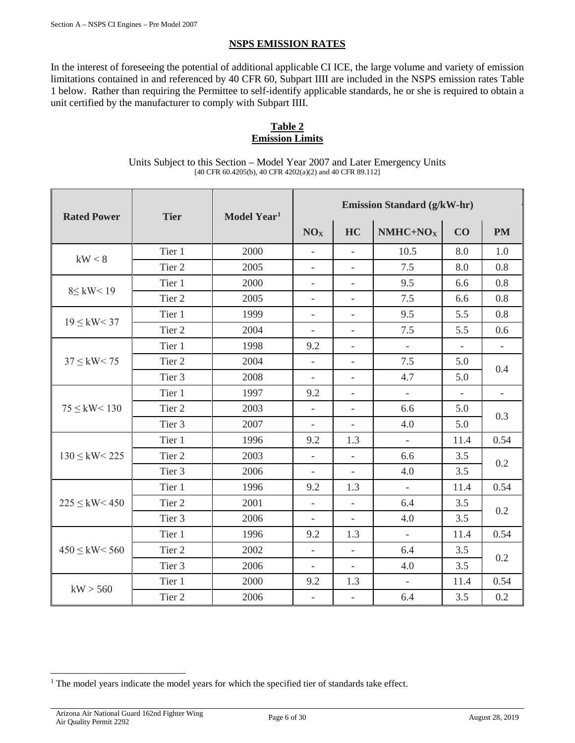## NSPS EMISSION RATES

In the interest of foreseeing the potential of additional applicable CI ICE, the large volume and variety of emission limitations contained in and referenced by 40 CFR 60, Subpart IIII are included in the NSPS emission rates Table 1 below. Rather than requiring the Permittee to self-identify applicable standards, he or she is required to obtain a unit certified by the manufacturer to comply with Subpart IIII.

**Table 2**
**Emission Limits**

Units Subject to this Section – Model Year 2007 and Later Emergency Units
[40 CFR 60.4205(b), 40 CFR 4202(a)(2) and 40 CFR 89.112]

| Rated Power | Tier | Model Year[1] | Emission Standard (g/kW-hr) | | | | |
|---|---|---|---|---|---|---|---|
| | | | $NO_X$ | HC | NMHC+$NO_X$ | CO | PM |
| kW < 8 | Tier 1 | 2000 | - | - | 10.5 | 8.0 | 1.0 |
| | Tier 2 | 2005 | - | - | 7.5 | 8.0 | 0.8 |
| 8≤ kW< 19 | Tier 1 | 2000 | - | - | 9.5 | 6.6 | 0.8 |
| | Tier 2 | 2005 | - | - | 7.5 | 6.6 | 0.8 |
| 19 ≤ kW< 37 | Tier 1 | 1999 | - | - | 9.5 | 5.5 | 0.8 |
| | Tier 2 | 2004 | - | - | 7.5 | 5.5 | 0.6 |
| 37 ≤ kW< 75 | Tier 1 | 1998 | 9.2 | - | - | - | - |
| | Tier 2 | 2004 | - | - | 7.5 | 5.0 | 0.4 |
| | Tier 3 | 2008 | - | - | 4.7 | 5.0 | |
| 75 ≤ kW< 130 | Tier 1 | 1997 | 9.2 | - | - | - | - |
| | Tier 2 | 2003 | - | - | 6.6 | 5.0 | 0.3 |
| | Tier 3 | 2007 | - | - | 4.0 | 5.0 | |
| 130 ≤ kW< 225 | Tier 1 | 1996 | 9.2 | 1.3 | - | 11.4 | 0.54 |
| | Tier 2 | 2003 | - | - | 6.6 | 3.5 | 0.2 |
| | Tier 3 | 2006 | - | - | 4.0 | 3.5 | |
| 225 ≤ kW< 450 | Tier 1 | 1996 | 9.2 | 1.3 | - | 11.4 | 0.54 |
| | Tier 2 | 2001 | - | - | 6.4 | 3.5 | 0.2 |
| | Tier 3 | 2006 | - | - | 4.0 | 3.5 | |
| 450 ≤ kW< 560 | Tier 1 | 1996 | 9.2 | 1.3 | - | 11.4 | 0.54 |
| | Tier 2 | 2002 | - | - | 6.4 | 3.5 | 0.2 |
| | Tier 3 | 2006 | - | - | 4.0 | 3.5 | |
| kW > 560 | Tier 1 | 2000 | 9.2 | 1.3 | - | 11.4 | 0.54 |
| | Tier 2 | 2006 | - | - | 6.4 | 3.5 | 0.2 |

[1] The model years indicate the model years for which the specified tier of standards take effect.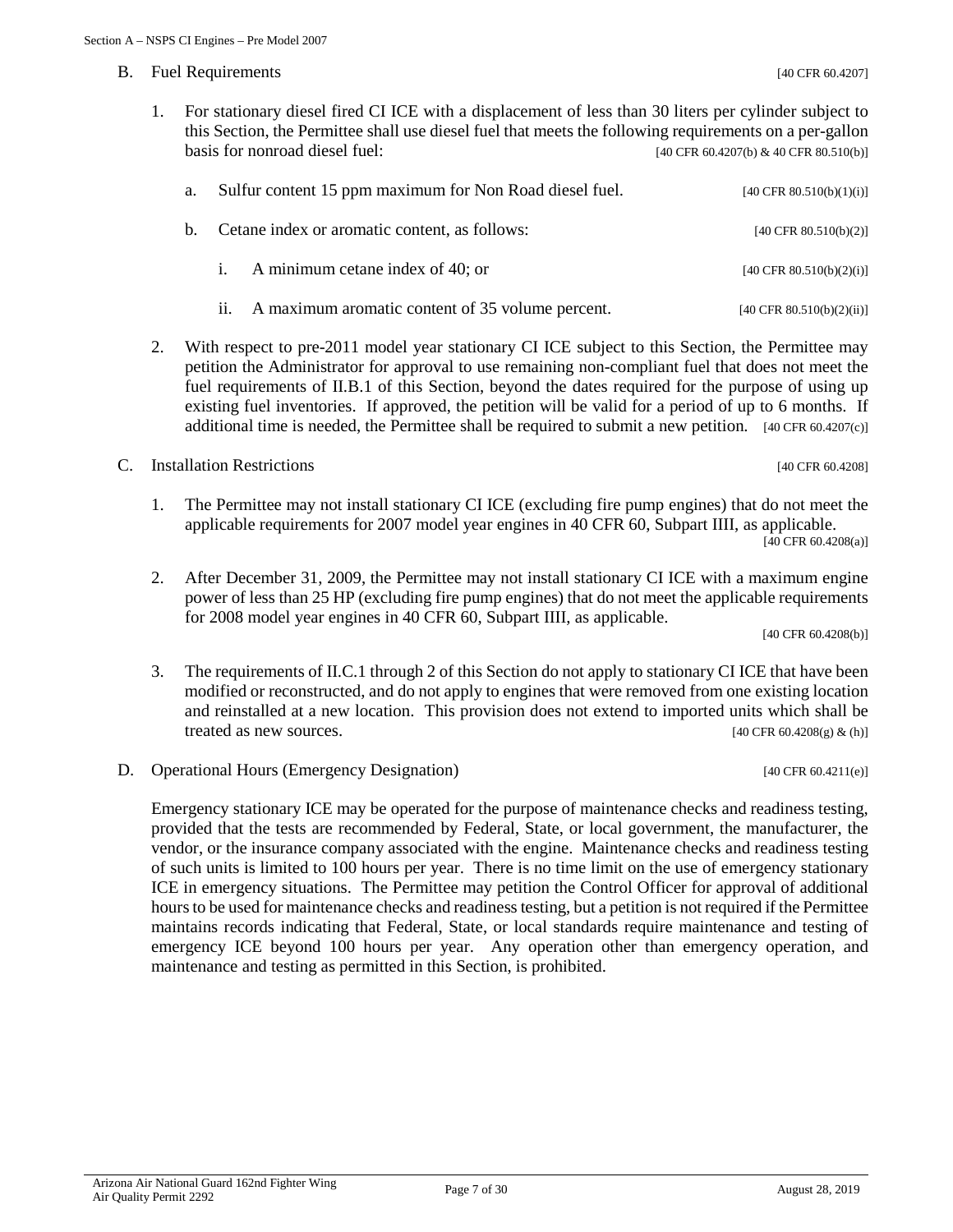B. Fuel Requirements [40 CFR 60.4207]

1. For stationary diesel fired CI ICE with a displacement of less than 30 liters per cylinder subject to this Section, the Permittee shall use diesel fuel that meets the following requirements on a per-gallon basis for nonroad diesel fuel: [40 CFR 60.4207(b) & 40 CFR 80.510(b)]

   a. Sulfur content 15 ppm maximum for Non Road diesel fuel. [40 CFR 80.510(b)(1)(i)]

   b. Cetane index or aromatic content, as follows: [40 CFR 80.510(b)(2)]

      i. A minimum cetane index of 40; or [40 CFR 80.510(b)(2)(i)]

      ii. A maximum aromatic content of 35 volume percent. [40 CFR 80.510(b)(2)(ii)]

2. With respect to pre-2011 model year stationary CI ICE subject to this Section, the Permittee may petition the Administrator for approval to use remaining non-compliant fuel that does not meet the fuel requirements of II.B.1 of this Section, beyond the dates required for the purpose of using up existing fuel inventories. If approved, the petition will be valid for a period of up to 6 months. If additional time is needed, the Permittee shall be required to submit a new petition. [40 CFR 60.4207(c)]

C. Installation Restrictions [40 CFR 60.4208]

1. The Permittee may not install stationary CI ICE (excluding fire pump engines) that do not meet the applicable requirements for 2007 model year engines in 40 CFR 60, Subpart IIII, as applicable. [40 CFR 60.4208(a)]

2. After December 31, 2009, the Permittee may not install stationary CI ICE with a maximum engine power of less than 25 HP (excluding fire pump engines) that do not meet the applicable requirements for 2008 model year engines in 40 CFR 60, Subpart IIII, as applicable. [40 CFR 60.4208(b)]

3. The requirements of II.C.1 through 2 of this Section do not apply to stationary CI ICE that have been modified or reconstructed, and do not apply to engines that were removed from one existing location and reinstalled at a new location. This provision does not extend to imported units which shall be treated as new sources. [40 CFR 60.4208(g) & (h)]

D. Operational Hours (Emergency Designation) [40 CFR 60.4211(e)]

Emergency stationary ICE may be operated for the purpose of maintenance checks and readiness testing, provided that the tests are recommended by Federal, State, or local government, the manufacturer, the vendor, or the insurance company associated with the engine. Maintenance checks and readiness testing of such units is limited to 100 hours per year. There is no time limit on the use of emergency stationary ICE in emergency situations. The Permittee may petition the Control Officer for approval of additional hours to be used for maintenance checks and readiness testing, but a petition is not required if the Permittee maintains records indicating that Federal, State, or local standards require maintenance and testing of emergency ICE beyond 100 hours per year. Any operation other than emergency operation, and maintenance and testing as permitted in this Section, is prohibited.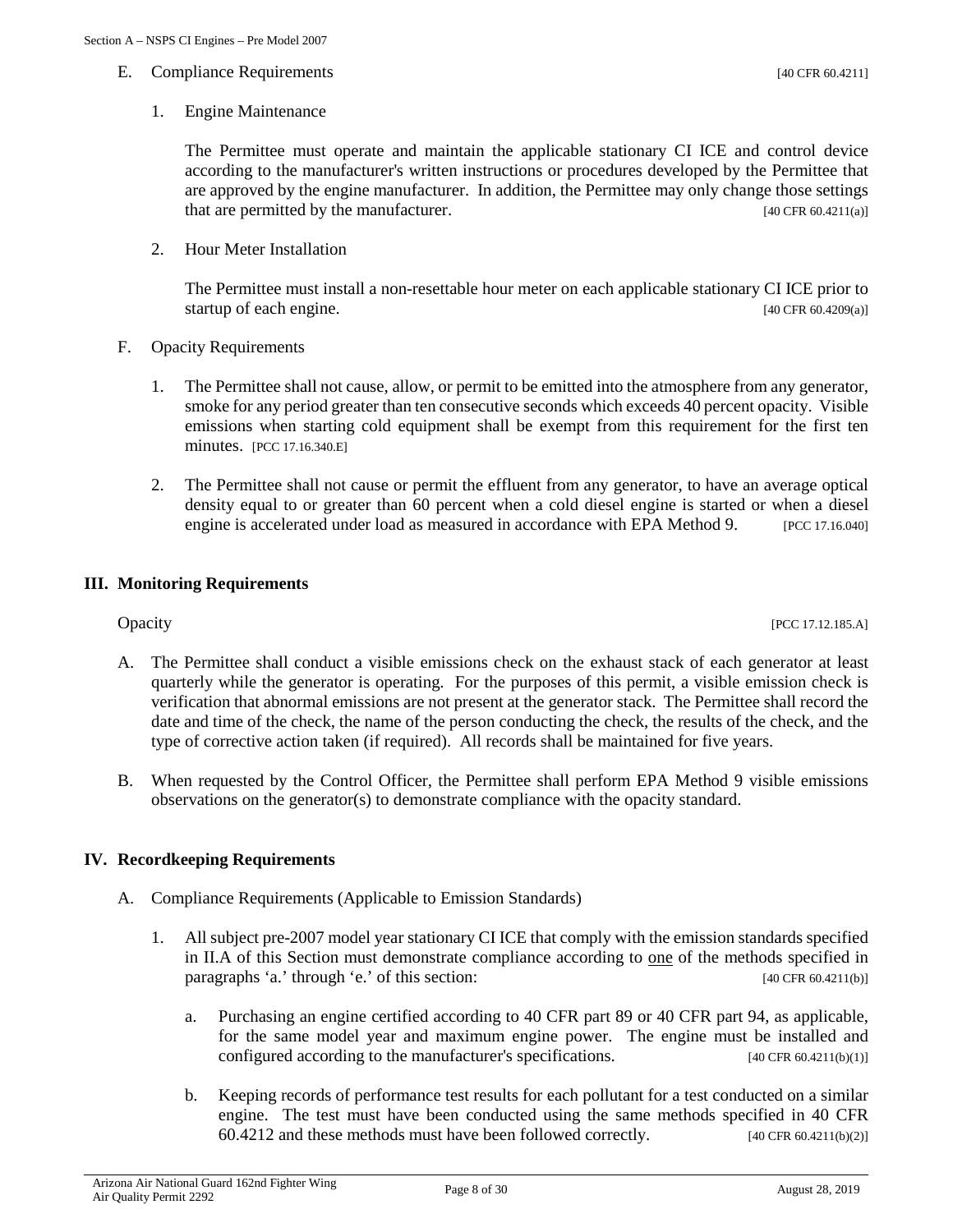E. Compliance Requirements [40 CFR 60.4211]

1. Engine Maintenance

   The Permittee must operate and maintain the applicable stationary CI ICE and control device according to the manufacturer's written instructions or procedures developed by the Permittee that are approved by the engine manufacturer. In addition, the Permittee may only change those settings that are permitted by the manufacturer. [40 CFR 60.4211(a)]

2. Hour Meter Installation

   The Permittee must install a non-resettable hour meter on each applicable stationary CI ICE prior to startup of each engine. [40 CFR 60.4209(a)]

F. Opacity Requirements

1. The Permittee shall not cause, allow, or permit to be emitted into the atmosphere from any generator, smoke for any period greater than ten consecutive seconds which exceeds 40 percent opacity. Visible emissions when starting cold equipment shall be exempt from this requirement for the first ten minutes. [PCC 17.16.340.E]

2. The Permittee shall not cause or permit the effluent from any generator, to have an average optical density equal to or greater than 60 percent when a cold diesel engine is started or when a diesel engine is accelerated under load as measured in accordance with EPA Method 9. [PCC 17.16.040]

## III. Monitoring Requirements

Opacity [PCC 17.12.185.A]

A. The Permittee shall conduct a visible emissions check on the exhaust stack of each generator at least quarterly while the generator is operating. For the purposes of this permit, a visible emission check is verification that abnormal emissions are not present at the generator stack. The Permittee shall record the date and time of the check, the name of the person conducting the check, the results of the check, and the type of corrective action taken (if required). All records shall be maintained for five years.

B. When requested by the Control Officer, the Permittee shall perform EPA Method 9 visible emissions observations on the generator(s) to demonstrate compliance with the opacity standard.

## IV. Recordkeeping Requirements

A. Compliance Requirements (Applicable to Emission Standards)

1. All subject pre-2007 model year stationary CI ICE that comply with the emission standards specified in II.A of this Section must demonstrate compliance according to <u>one</u> of the methods specified in paragraphs 'a.' through 'e.' of this section: [40 CFR 60.4211(b)]

   a. Purchasing an engine certified according to 40 CFR part 89 or 40 CFR part 94, as applicable, for the same model year and maximum engine power. The engine must be installed and configured according to the manufacturer's specifications. [40 CFR 60.4211(b)(1)]

   b. Keeping records of performance test results for each pollutant for a test conducted on a similar engine. The test must have been conducted using the same methods specified in 40 CFR 60.4212 and these methods must have been followed correctly. [40 CFR 60.4211(b)(2)]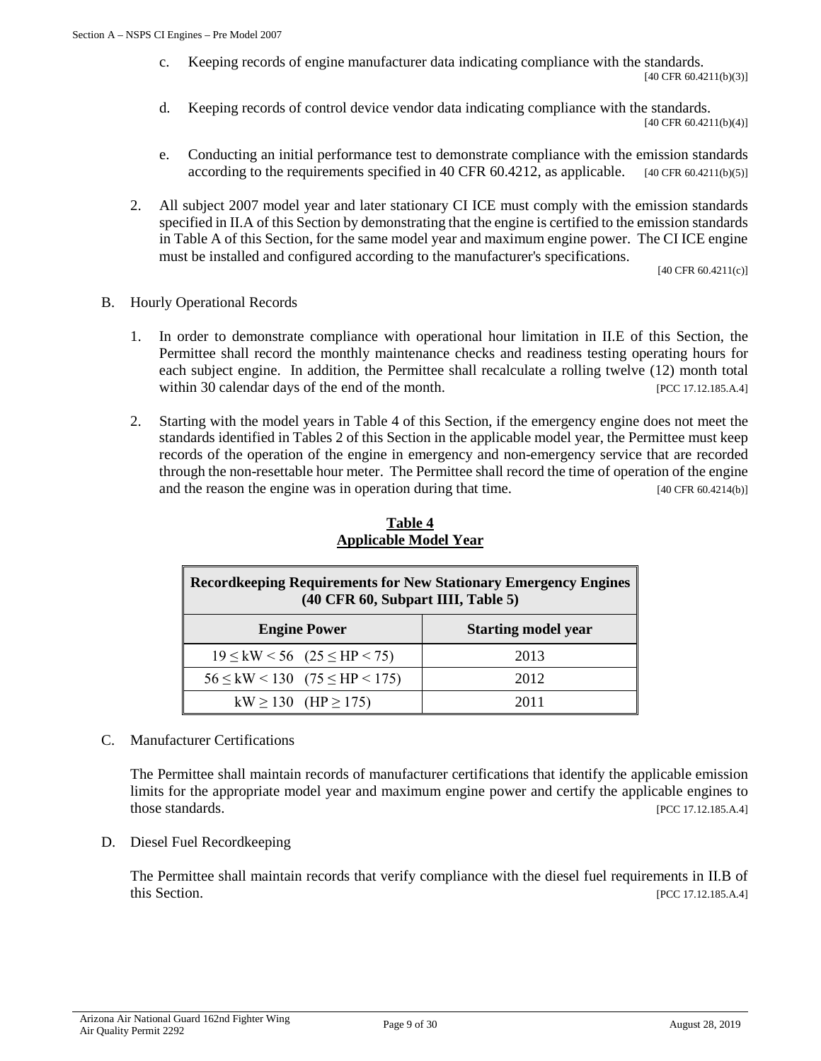c. Keeping records of engine manufacturer data indicating compliance with the standards. [40 CFR 60.4211(b)(3)]

d. Keeping records of control device vendor data indicating compliance with the standards. [40 CFR 60.4211(b)(4)]

e. Conducting an initial performance test to demonstrate compliance with the emission standards according to the requirements specified in 40 CFR 60.4212, as applicable. [40 CFR 60.4211(b)(5)]

2. All subject 2007 model year and later stationary CI ICE must comply with the emission standards specified in II.A of this Section by demonstrating that the engine is certified to the emission standards in Table A of this Section, for the same model year and maximum engine power. The CI ICE engine must be installed and configured according to the manufacturer's specifications. [40 CFR 60.4211(c)]

B. Hourly Operational Records

1. In order to demonstrate compliance with operational hour limitation in II.E of this Section, the Permittee shall record the monthly maintenance checks and readiness testing operating hours for each subject engine. In addition, the Permittee shall recalculate a rolling twelve (12) month total within 30 calendar days of the end of the month. [PCC 17.12.185.A.4]

2. Starting with the model years in Table 4 of this Section, if the emergency engine does not meet the standards identified in Tables 2 of this Section in the applicable model year, the Permittee must keep records of the operation of the engine in emergency and non-emergency service that are recorded through the non-resettable hour meter. The Permittee shall record the time of operation of the engine and the reason the engine was in operation during that time. [40 CFR 60.4214(b)]

**Table 4**
**Applicable Model Year**

| Recordkeeping Requirements for New Stationary Emergency Engines (40 CFR 60, Subpart IIII, Table 5) | |
|---|---|
| **Engine Power** | **Starting model year** |
| $19 \leq kW < 56 \quad (25 \leq HP < 75)$ | 2013 |
| $56 \leq kW < 130 \quad (75 \leq HP < 175)$ | 2012 |
| $kW \geq 130 \quad (HP \geq 175)$ | 2011 |

C. Manufacturer Certifications

The Permittee shall maintain records of manufacturer certifications that identify the applicable emission limits for the appropriate model year and maximum engine power and certify the applicable engines to those standards. [PCC 17.12.185.A.4]

D. Diesel Fuel Recordkeeping

The Permittee shall maintain records that verify compliance with the diesel fuel requirements in II.B of this Section. [PCC 17.12.185.A.4]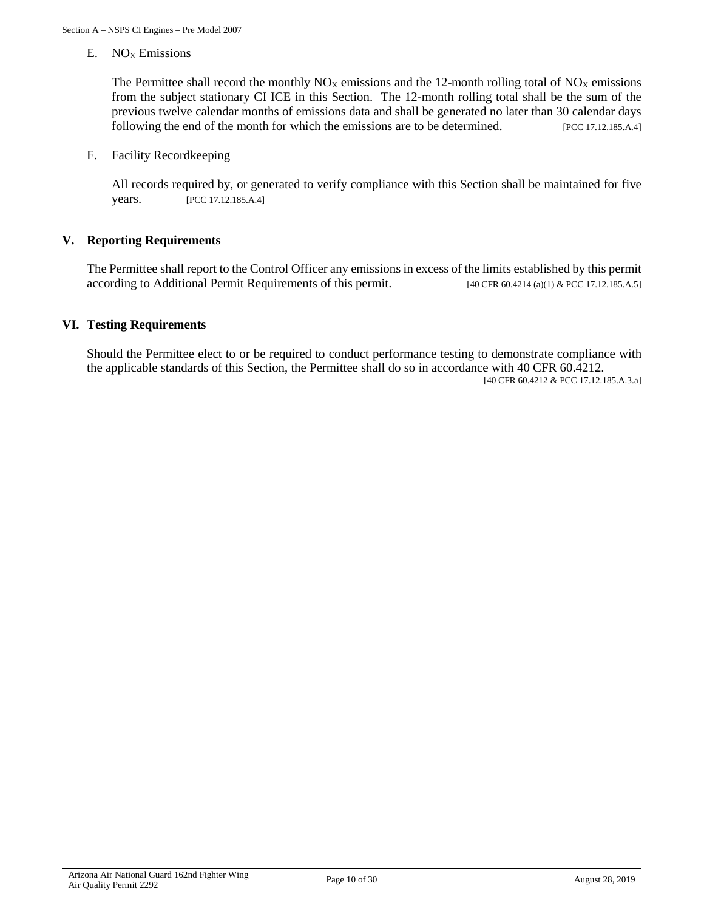E. $NO_X$ Emissions

The Permittee shall record the monthly $NO_X$ emissions and the 12-month rolling total of $NO_X$ emissions from the subject stationary CI ICE in this Section. The 12-month rolling total shall be the sum of the previous twelve calendar months of emissions data and shall be generated no later than 30 calendar days following the end of the month for which the emissions are to be determined. [PCC 17.12.185.A.4]

F. Facility Recordkeeping

All records required by, or generated to verify compliance with this Section shall be maintained for five years. [PCC 17.12.185.A.4]

## V. Reporting Requirements

The Permittee shall report to the Control Officer any emissions in excess of the limits established by this permit according to Additional Permit Requirements of this permit. [40 CFR 60.4214 (a)(1) & PCC 17.12.185.A.5]

## VI. Testing Requirements

Should the Permittee elect to or be required to conduct performance testing to demonstrate compliance with the applicable standards of this Section, the Permittee shall do so in accordance with 40 CFR 60.4212. [40 CFR 60.4212 & PCC 17.12.185.A.3.a]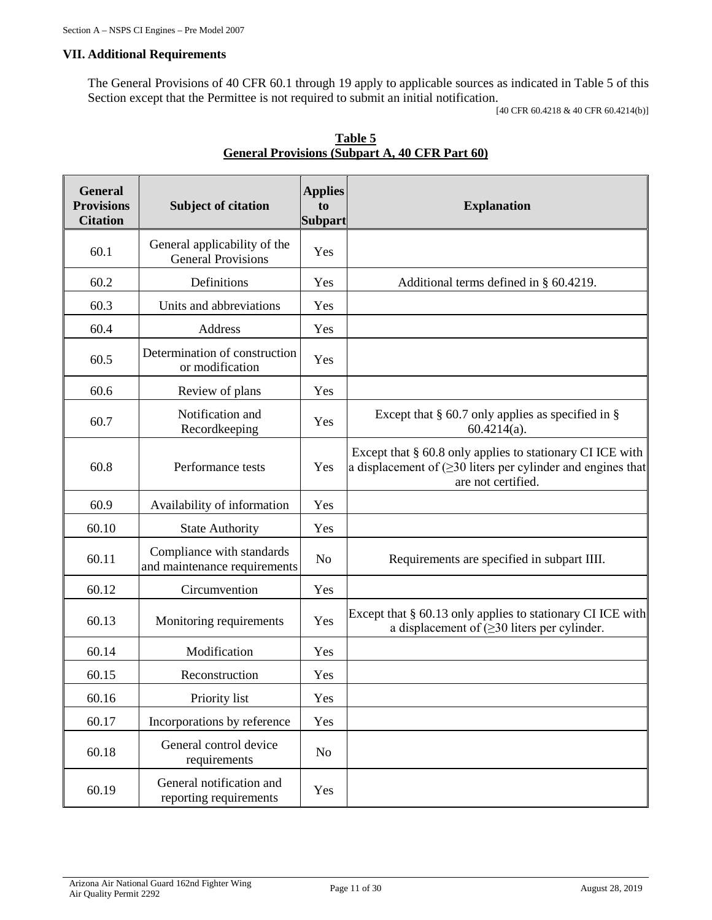## VII. Additional Requirements

The General Provisions of 40 CFR 60.1 through 19 apply to applicable sources as indicated in Table 5 of this Section except that the Permittee is not required to submit an initial notification.

[40 CFR 60.4218 & 40 CFR 60.4214(b)]

**Table 5**
**General Provisions (Subpart A, 40 CFR Part 60)**

| General Provisions Citation | Subject of citation | Applies to Subpart | Explanation |
|---|---|---|---|
| 60.1 | General applicability of the General Provisions | Yes | |
| 60.2 | Definitions | Yes | Additional terms defined in § 60.4219. |
| 60.3 | Units and abbreviations | Yes | |
| 60.4 | Address | Yes | |
| 60.5 | Determination of construction or modification | Yes | |
| 60.6 | Review of plans | Yes | |
| 60.7 | Notification and Recordkeeping | Yes | Except that § 60.7 only applies as specified in § 60.4214(a). |
| 60.8 | Performance tests | Yes | Except that § 60.8 only applies to stationary CI ICE with a displacement of (≥30 liters per cylinder and engines that are not certified. |
| 60.9 | Availability of information | Yes | |
| 60.10 | State Authority | Yes | |
| 60.11 | Compliance with standards and maintenance requirements | No | Requirements are specified in subpart IIII. |
| 60.12 | Circumvention | Yes | |
| 60.13 | Monitoring requirements | Yes | Except that § 60.13 only applies to stationary CI ICE with a displacement of (≥30 liters per cylinder. |
| 60.14 | Modification | Yes | |
| 60.15 | Reconstruction | Yes | |
| 60.16 | Priority list | Yes | |
| 60.17 | Incorporations by reference | Yes | |
| 60.18 | General control device requirements | No | |
| 60.19 | General notification and reporting requirements | Yes | |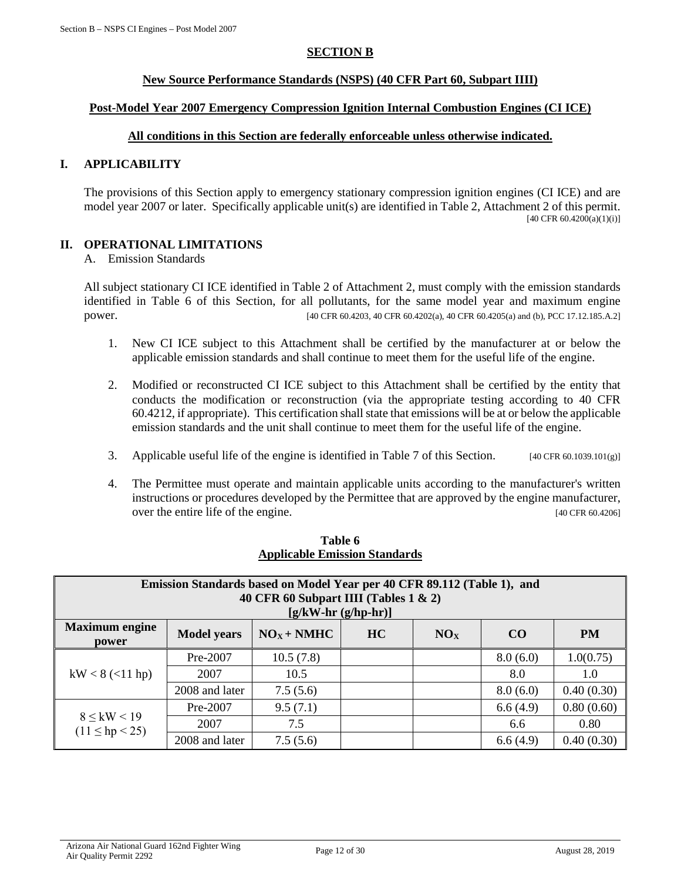## SECTION B

### New Source Performance Standards (NSPS) (40 CFR Part 60, Subpart IIII)

### Post-Model Year 2007 Emergency Compression Ignition Internal Combustion Engines (CI ICE)

**All conditions in this Section are federally enforceable unless otherwise indicated.**

## I. APPLICABILITY

The provisions of this Section apply to emergency stationary compression ignition engines (CI ICE) and are model year 2007 or later. Specifically applicable unit(s) are identified in Table 2, Attachment 2 of this permit. [40 CFR 60.4200(a)(1)(i)]

## II. OPERATIONAL LIMITATIONS

A. Emission Standards

All subject stationary CI ICE identified in Table 2 of Attachment 2, must comply with the emission standards identified in Table 6 of this Section, for all pollutants, for the same model year and maximum engine power. [40 CFR 60.4203, 40 CFR 60.4202(a), 40 CFR 60.4205(a) and (b), PCC 17.12.185.A.2]

1. New CI ICE subject to this Attachment shall be certified by the manufacturer at or below the applicable emission standards and shall continue to meet them for the useful life of the engine.
2. Modified or reconstructed CI ICE subject to this Attachment shall be certified by the entity that conducts the modification or reconstruction (via the appropriate testing according to 40 CFR 60.4212, if appropriate). This certification shall state that emissions will be at or below the applicable emission standards and the unit shall continue to meet them for the useful life of the engine.
3. Applicable useful life of the engine is identified in Table 7 of this Section. [40 CFR 60.1039.101(g)]
4. The Permittee must operate and maintain applicable units according to the manufacturer's written instructions or procedures developed by the Permittee that are approved by the engine manufacturer, over the entire life of the engine. [40 CFR 60.4206]

**Table 6**
**Applicable Emission Standards**

| Emission Standards based on Model Year per 40 CFR 89.112 (Table 1), and 40 CFR 60 Subpart IIII (Tables 1 & 2) [g/kW-hr (g/hp-hr)] | | | | | | |
|---|---|---|---|---|---|---|
| **Maximum engine power** | **Model years** | **$NO_X$ + NMHC** | **HC** | **$NO_X$** | **CO** | **PM** |
| kW < 8 (<11 hp) | Pre-2007 | 10.5 (7.8) | | | 8.0 (6.0) | 1.0(0.75) |
| | 2007 | 10.5 | | | 8.0 | 1.0 |
| | 2008 and later | 7.5 (5.6) | | | 8.0 (6.0) | 0.40 (0.30) |
| 8 ≤ kW < 19 (11 ≤ hp < 25) | Pre-2007 | 9.5 (7.1) | | | 6.6 (4.9) | 0.80 (0.60) |
| | 2007 | 7.5 | | | 6.6 | 0.80 |
| | 2008 and later | 7.5 (5.6) | | | 6.6 (4.9) | 0.40 (0.30) |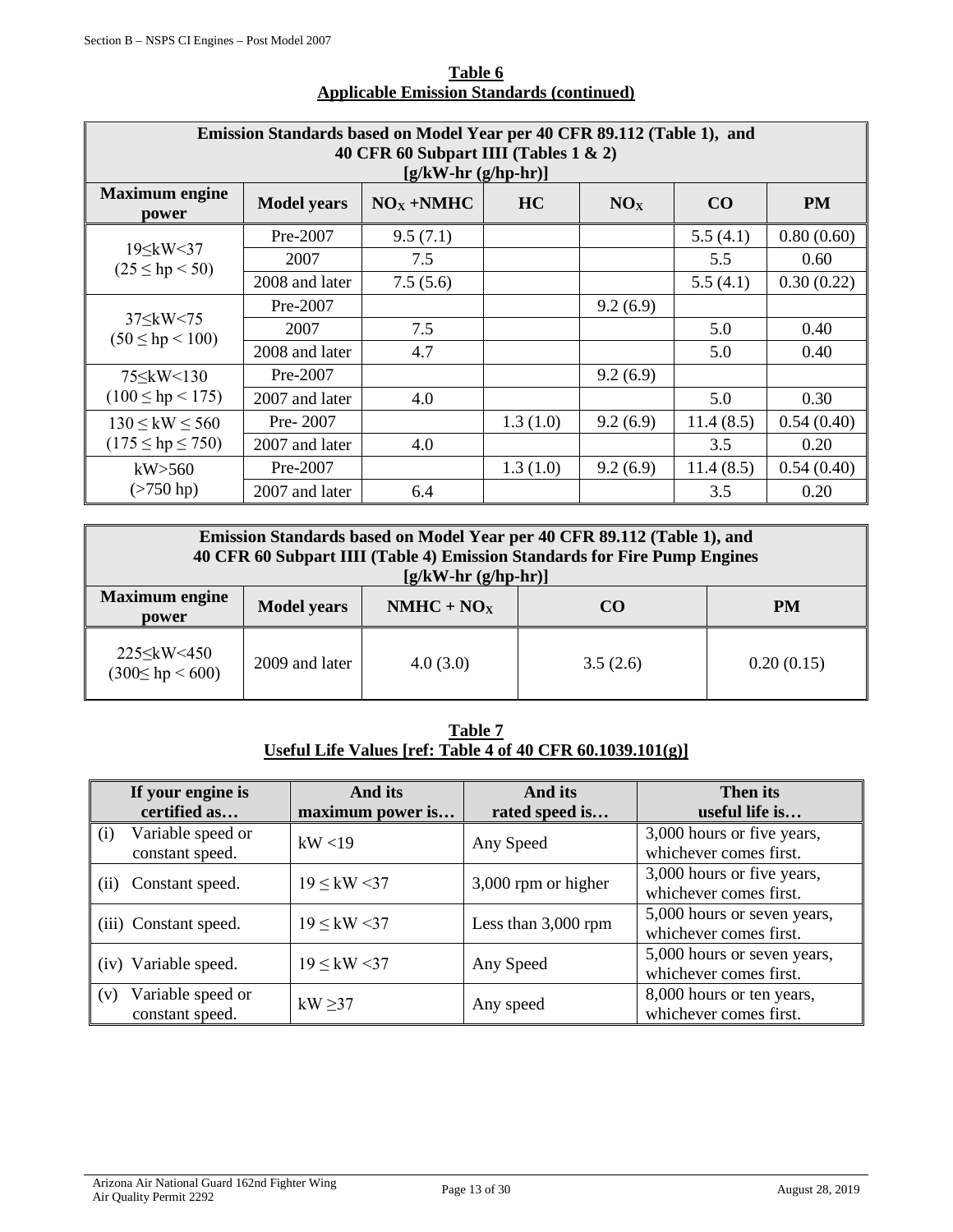**Table 6**
**Applicable Emission Standards (continued)**

| Emission Standards based on Model Year per 40 CFR 89.112 (Table 1), and 40 CFR 60 Subpart IIII (Tables 1 & 2) [g/kW-hr (g/hp-hr)] | | | | | | |
|---|---|---|---|---|---|---|
| **Maximum engine power** | **Model years** | **$NO_X$ +NMHC** | **HC** | **$NO_X$** | **CO** | **PM** |
| 19≤kW<37 (25 ≤ hp < 50) | Pre-2007 | 9.5 (7.1) | | | 5.5 (4.1) | 0.80 (0.60) |
| | 2007 | 7.5 | | | 5.5 | 0.60 |
| | 2008 and later | 7.5 (5.6) | | | 5.5 (4.1) | 0.30 (0.22) |
| 37≤kW<75 (50 ≤ hp < 100) | Pre-2007 | | | 9.2 (6.9) | | |
| | 2007 | 7.5 | | | 5.0 | 0.40 |
| | 2008 and later | 4.7 | | | 5.0 | 0.40 |
| 75≤kW<130 (100 ≤ hp < 175) | Pre-2007 | | | 9.2 (6.9) | | |
| | 2007 and later | 4.0 | | | 5.0 | 0.30 |
| 130 ≤ kW ≤ 560 (175 ≤ hp ≤ 750) | Pre- 2007 | | 1.3 (1.0) | 9.2 (6.9) | 11.4 (8.5) | 0.54 (0.40) |
| | 2007 and later | 4.0 | | | 3.5 | 0.20 |
| kW>560 (>750 hp) | Pre-2007 | | 1.3 (1.0) | 9.2 (6.9) | 11.4 (8.5) | 0.54 (0.40) |
| | 2007 and later | 6.4 | | | 3.5 | 0.20 |

| Emission Standards based on Model Year per 40 CFR 89.112 (Table 1), and 40 CFR 60 Subpart IIII (Table 4) Emission Standards for Fire Pump Engines [g/kW-hr (g/hp-hr)] | | | | |
|---|---|---|---|---|
| **Maximum engine power** | **Model years** | **NMHC + $NO_X$** | **CO** | **PM** |
| 225≤kW<450 (300≤ hp < 600) | 2009 and later | 4.0 (3.0) | 3.5 (2.6) | 0.20 (0.15) |

**Table 7**
**Useful Life Values [ref: Table 4 of 40 CFR 60.1039.101(g)]**

| If your engine is certified as… | And its maximum power is… | And its rated speed is… | Then its useful life is… |
|---|---|---|---|
| (i) Variable speed or constant speed. | kW <19 | Any Speed | 3,000 hours or five years, whichever comes first. |
| (ii) Constant speed. | 19 ≤ kW <37 | 3,000 rpm or higher | 3,000 hours or five years, whichever comes first. |
| (iii) Constant speed. | 19 ≤ kW <37 | Less than 3,000 rpm | 5,000 hours or seven years, whichever comes first. |
| (iv) Variable speed. | 19 ≤ kW <37 | Any Speed | 5,000 hours or seven years, whichever comes first. |
| (v) Variable speed or constant speed. | kW ≥37 | Any speed | 8,000 hours or ten years, whichever comes first. |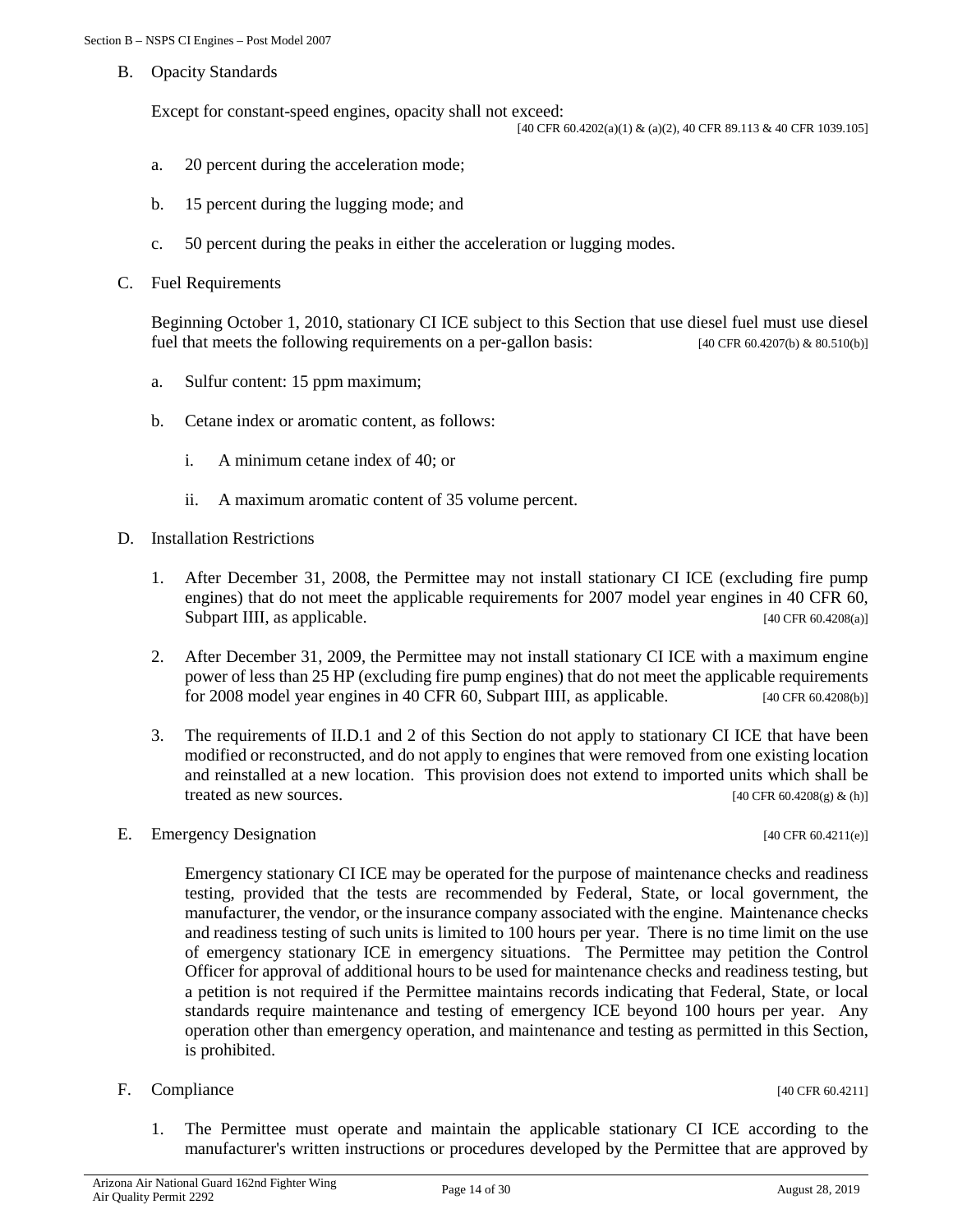B. Opacity Standards

Except for constant-speed engines, opacity shall not exceed:

[40 CFR 60.4202(a)(1) & (a)(2), 40 CFR 89.113 & 40 CFR 1039.105]

a. 20 percent during the acceleration mode;

b. 15 percent during the lugging mode; and

c. 50 percent during the peaks in either the acceleration or lugging modes.

C. Fuel Requirements

Beginning October 1, 2010, stationary CI ICE subject to this Section that use diesel fuel must use diesel fuel that meets the following requirements on a per-gallon basis: [40 CFR 60.4207(b) & 80.510(b)]

a. Sulfur content: 15 ppm maximum;

b. Cetane index or aromatic content, as follows:

i. A minimum cetane index of 40; or

ii. A maximum aromatic content of 35 volume percent.

D. Installation Restrictions

1. After December 31, 2008, the Permittee may not install stationary CI ICE (excluding fire pump engines) that do not meet the applicable requirements for 2007 model year engines in 40 CFR 60, Subpart IIII, as applicable. [40 CFR 60.4208(a)]

2. After December 31, 2009, the Permittee may not install stationary CI ICE with a maximum engine power of less than 25 HP (excluding fire pump engines) that do not meet the applicable requirements for 2008 model year engines in 40 CFR 60, Subpart IIII, as applicable. [40 CFR 60.4208(b)]

3. The requirements of II.D.1 and 2 of this Section do not apply to stationary CI ICE that have been modified or reconstructed, and do not apply to engines that were removed from one existing location and reinstalled at a new location. This provision does not extend to imported units which shall be treated as new sources. [40 CFR 60.4208(g) & (h)]

E. Emergency Designation [40 CFR 60.4211(e)]

Emergency stationary CI ICE may be operated for the purpose of maintenance checks and readiness testing, provided that the tests are recommended by Federal, State, or local government, the manufacturer, the vendor, or the insurance company associated with the engine. Maintenance checks and readiness testing of such units is limited to 100 hours per year. There is no time limit on the use of emergency stationary ICE in emergency situations. The Permittee may petition the Control Officer for approval of additional hours to be used for maintenance checks and readiness testing, but a petition is not required if the Permittee maintains records indicating that Federal, State, or local standards require maintenance and testing of emergency ICE beyond 100 hours per year. Any operation other than emergency operation, and maintenance and testing as permitted in this Section, is prohibited.

F. Compliance [40 CFR 60.4211]

1. The Permittee must operate and maintain the applicable stationary CI ICE according to the manufacturer's written instructions or procedures developed by the Permittee that are approved by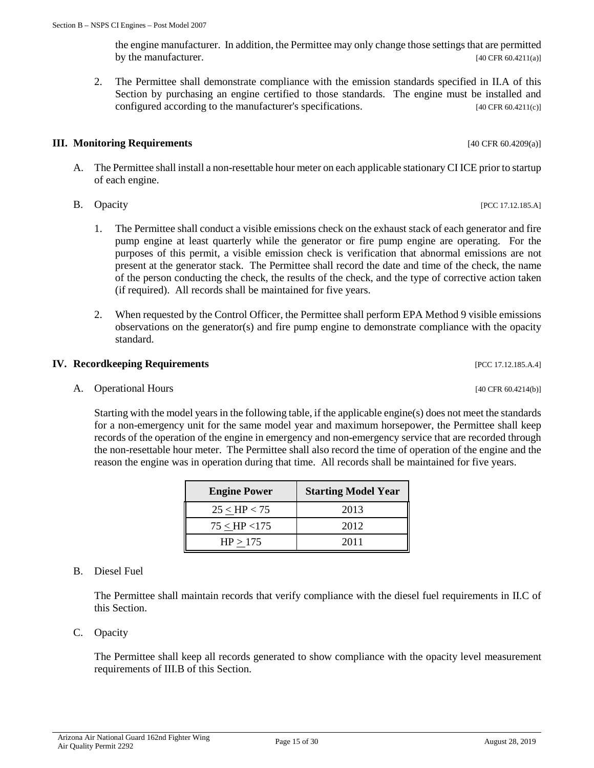the engine manufacturer. In addition, the Permittee may only change those settings that are permitted by the manufacturer. [40 CFR 60.4211(a)]

2. The Permittee shall demonstrate compliance with the emission standards specified in II.A of this Section by purchasing an engine certified to those standards. The engine must be installed and configured according to the manufacturer's specifications. [40 CFR 60.4211(c)]

## III. Monitoring Requirements [40 CFR 60.4209(a)]

A. The Permittee shall install a non-resettable hour meter on each applicable stationary CI ICE prior to startup of each engine.

B. Opacity [PCC 17.12.185.A]

1. The Permittee shall conduct a visible emissions check on the exhaust stack of each generator and fire pump engine at least quarterly while the generator or fire pump engine are operating. For the purposes of this permit, a visible emission check is verification that abnormal emissions are not present at the generator stack. The Permittee shall record the date and time of the check, the name of the person conducting the check, the results of the check, and the type of corrective action taken (if required). All records shall be maintained for five years.

2. When requested by the Control Officer, the Permittee shall perform EPA Method 9 visible emissions observations on the generator(s) and fire pump engine to demonstrate compliance with the opacity standard.

## IV. Recordkeeping Requirements [PCC 17.12.185.A.4]

A. Operational Hours [40 CFR 60.4214(b)]

Starting with the model years in the following table, if the applicable engine(s) does not meet the standards for a non-emergency unit for the same model year and maximum horsepower, the Permittee shall keep records of the operation of the engine in emergency and non-emergency service that are recorded through the non-resettable hour meter. The Permittee shall also record the time of operation of the engine and the reason the engine was in operation during that time. All records shall be maintained for five years.

| Engine Power | Starting Model Year |
|---|---|
| $25 \leq HP < 75$ | 2013 |
| $75 \leq HP < 175$ | 2012 |
| $HP \geq 175$ | 2011 |

B. Diesel Fuel

The Permittee shall maintain records that verify compliance with the diesel fuel requirements in II.C of this Section.

C. Opacity

The Permittee shall keep all records generated to show compliance with the opacity level measurement requirements of III.B of this Section.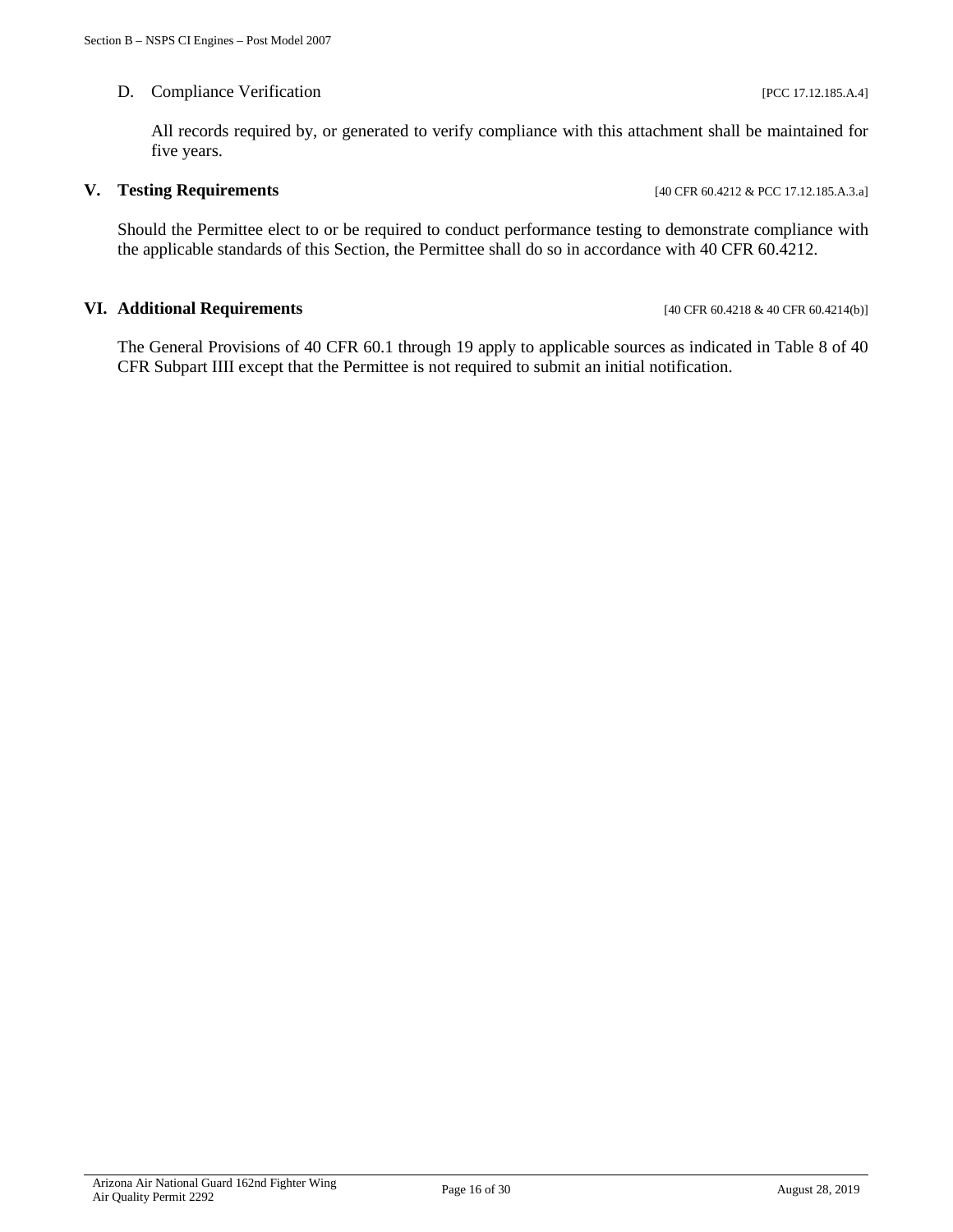D. Compliance Verification [PCC 17.12.185.A.4]

All records required by, or generated to verify compliance with this attachment shall be maintained for five years.

## V. Testing Requirements [40 CFR 60.4212 & PCC 17.12.185.A.3.a]

Should the Permittee elect to or be required to conduct performance testing to demonstrate compliance with the applicable standards of this Section, the Permittee shall do so in accordance with 40 CFR 60.4212.

## VI. Additional Requirements [40 CFR 60.4218 & 40 CFR 60.4214(b)]

The General Provisions of 40 CFR 60.1 through 19 apply to applicable sources as indicated in Table 8 of 40 CFR Subpart IIII except that the Permittee is not required to submit an initial notification.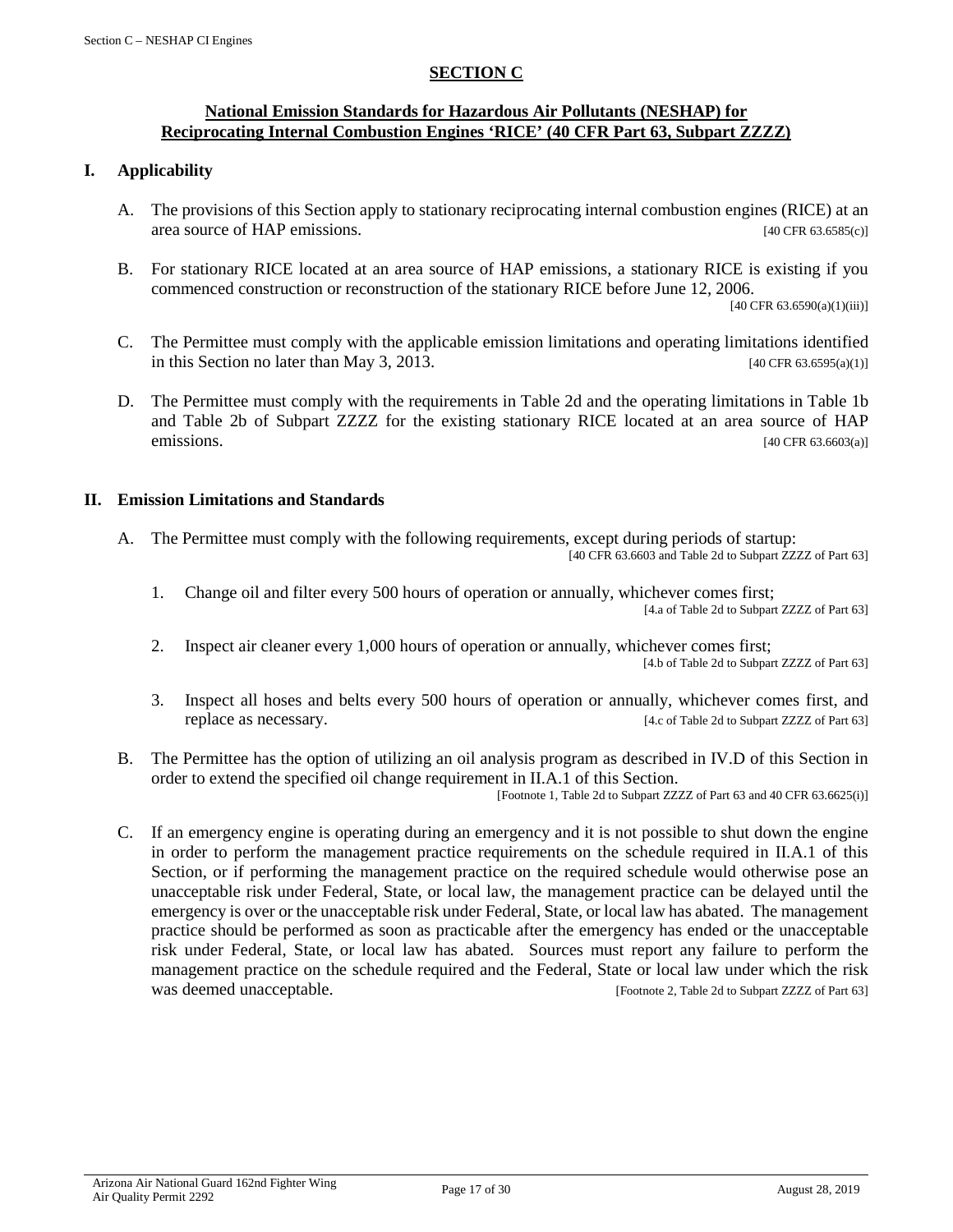## SECTION C

### National Emission Standards for Hazardous Air Pollutants (NESHAP) for Reciprocating Internal Combustion Engines 'RICE' (40 CFR Part 63, Subpart ZZZZ)

### I. Applicability

A. The provisions of this Section apply to stationary reciprocating internal combustion engines (RICE) at an area source of HAP emissions. [40 CFR 63.6585(c)]

B. For stationary RICE located at an area source of HAP emissions, a stationary RICE is existing if you commenced construction or reconstruction of the stationary RICE before June 12, 2006. [40 CFR 63.6590(a)(1)(iii)]

C. The Permittee must comply with the applicable emission limitations and operating limitations identified in this Section no later than May 3, 2013. [40 CFR 63.6595(a)(1)]

D. The Permittee must comply with the requirements in Table 2d and the operating limitations in Table 1b and Table 2b of Subpart ZZZZ for the existing stationary RICE located at an area source of HAP emissions. [40 CFR 63.6603(a)]

### II. Emission Limitations and Standards

A. The Permittee must comply with the following requirements, except during periods of startup: [40 CFR 63.6603 and Table 2d to Subpart ZZZZ of Part 63]

1. Change oil and filter every 500 hours of operation or annually, whichever comes first; [4.a of Table 2d to Subpart ZZZZ of Part 63]

2. Inspect air cleaner every 1,000 hours of operation or annually, whichever comes first; [4.b of Table 2d to Subpart ZZZZ of Part 63]

3. Inspect all hoses and belts every 500 hours of operation or annually, whichever comes first, and replace as necessary. [4.c of Table 2d to Subpart ZZZZ of Part 63]

B. The Permittee has the option of utilizing an oil analysis program as described in IV.D of this Section in order to extend the specified oil change requirement in II.A.1 of this Section. [Footnote 1, Table 2d to Subpart ZZZZ of Part 63 and 40 CFR 63.6625(i)]

C. If an emergency engine is operating during an emergency and it is not possible to shut down the engine in order to perform the management practice requirements on the schedule required in II.A.1 of this Section, or if performing the management practice on the required schedule would otherwise pose an unacceptable risk under Federal, State, or local law, the management practice can be delayed until the emergency is over or the unacceptable risk under Federal, State, or local law has abated. The management practice should be performed as soon as practicable after the emergency has ended or the unacceptable risk under Federal, State, or local law has abated. Sources must report any failure to perform the management practice on the schedule required and the Federal, State or local law under which the risk was deemed unacceptable. [Footnote 2, Table 2d to Subpart ZZZZ of Part 63]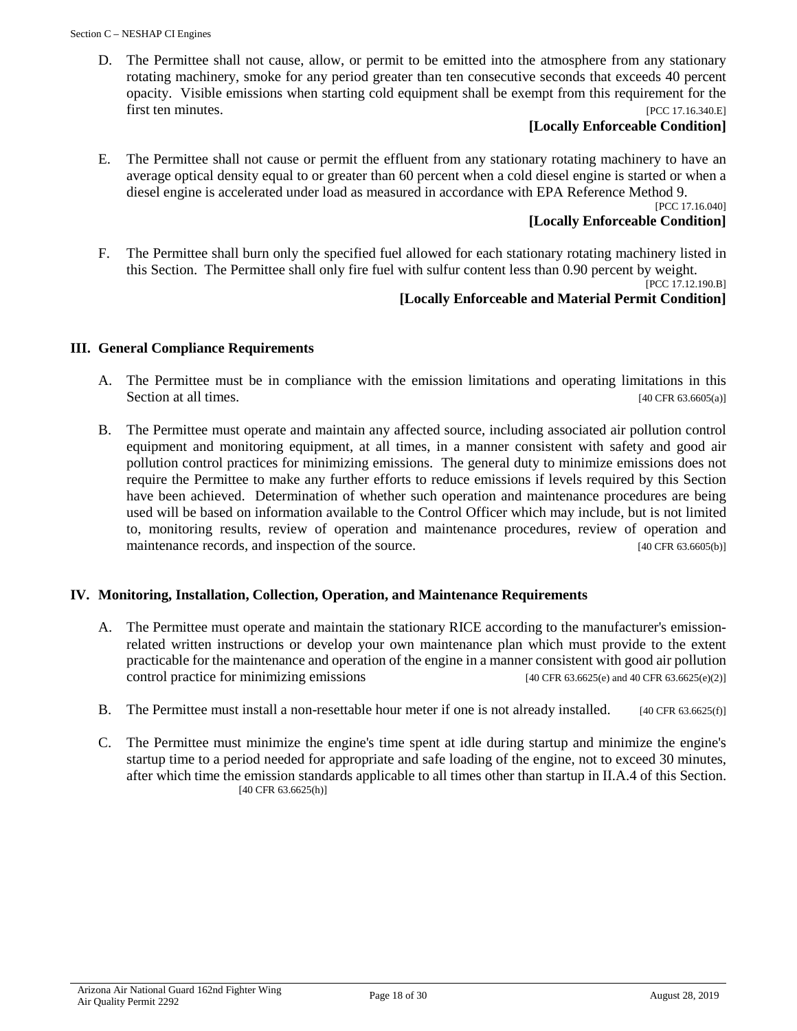D. The Permittee shall not cause, allow, or permit to be emitted into the atmosphere from any stationary rotating machinery, smoke for any period greater than ten consecutive seconds that exceeds 40 percent opacity. Visible emissions when starting cold equipment shall be exempt from this requirement for the first ten minutes. [PCC 17.16.340.E]

**[Locally Enforceable Condition]**

E. The Permittee shall not cause or permit the effluent from any stationary rotating machinery to have an average optical density equal to or greater than 60 percent when a cold diesel engine is started or when a diesel engine is accelerated under load as measured in accordance with EPA Reference Method 9. [PCC 17.16.040]

**[Locally Enforceable Condition]**

F. The Permittee shall burn only the specified fuel allowed for each stationary rotating machinery listed in this Section. The Permittee shall only fire fuel with sulfur content less than 0.90 percent by weight. [PCC 17.12.190.B]

**[Locally Enforceable and Material Permit Condition]**

## III. General Compliance Requirements

A. The Permittee must be in compliance with the emission limitations and operating limitations in this Section at all times. [40 CFR 63.6605(a)]

B. The Permittee must operate and maintain any affected source, including associated air pollution control equipment and monitoring equipment, at all times, in a manner consistent with safety and good air pollution control practices for minimizing emissions. The general duty to minimize emissions does not require the Permittee to make any further efforts to reduce emissions if levels required by this Section have been achieved. Determination of whether such operation and maintenance procedures are being used will be based on information available to the Control Officer which may include, but is not limited to, monitoring results, review of operation and maintenance procedures, review of operation and maintenance records, and inspection of the source. [40 CFR 63.6605(b)]

## IV. Monitoring, Installation, Collection, Operation, and Maintenance Requirements

A. The Permittee must operate and maintain the stationary RICE according to the manufacturer's emission-related written instructions or develop your own maintenance plan which must provide to the extent practicable for the maintenance and operation of the engine in a manner consistent with good air pollution control practice for minimizing emissions [40 CFR 63.6625(e) and 40 CFR 63.6625(e)(2)]

B. The Permittee must install a non-resettable hour meter if one is not already installed. [40 CFR 63.6625(f)]

C. The Permittee must minimize the engine's time spent at idle during startup and minimize the engine's startup time to a period needed for appropriate and safe loading of the engine, not to exceed 30 minutes, after which time the emission standards applicable to all times other than startup in II.A.4 of this Section. [40 CFR 63.6625(h)]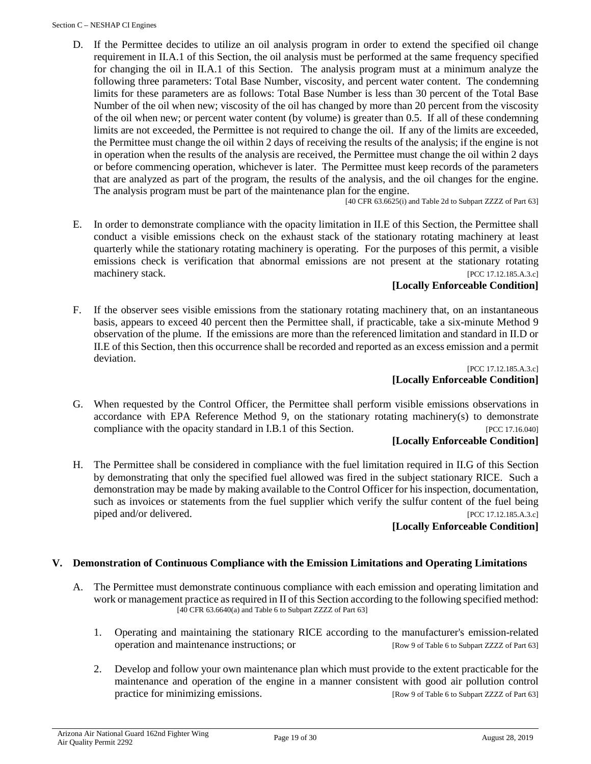D. If the Permittee decides to utilize an oil analysis program in order to extend the specified oil change requirement in II.A.1 of this Section, the oil analysis must be performed at the same frequency specified for changing the oil in II.A.1 of this Section. The analysis program must at a minimum analyze the following three parameters: Total Base Number, viscosity, and percent water content. The condemning limits for these parameters are as follows: Total Base Number is less than 30 percent of the Total Base Number of the oil when new; viscosity of the oil has changed by more than 20 percent from the viscosity of the oil when new; or percent water content (by volume) is greater than 0.5. If all of these condemning limits are not exceeded, the Permittee is not required to change the oil. If any of the limits are exceeded, the Permittee must change the oil within 2 days of receiving the results of the analysis; if the engine is not in operation when the results of the analysis are received, the Permittee must change the oil within 2 days or before commencing operation, whichever is later. The Permittee must keep records of the parameters that are analyzed as part of the program, the results of the analysis, and the oil changes for the engine. The analysis program must be part of the maintenance plan for the engine.

[40 CFR 63.6625(i) and Table 2d to Subpart ZZZZ of Part 63]

E. In order to demonstrate compliance with the opacity limitation in II.E of this Section, the Permittee shall conduct a visible emissions check on the exhaust stack of the stationary rotating machinery at least quarterly while the stationary rotating machinery is operating. For the purposes of this permit, a visible emissions check is verification that abnormal emissions are not present at the stationary rotating machinery stack. [PCC 17.12.185.A.3.c]

**[Locally Enforceable Condition]**

F. If the observer sees visible emissions from the stationary rotating machinery that, on an instantaneous basis, appears to exceed 40 percent then the Permittee shall, if practicable, take a six-minute Method 9 observation of the plume. If the emissions are more than the referenced limitation and standard in II.D or II.E of this Section, then this occurrence shall be recorded and reported as an excess emission and a permit deviation.

[PCC 17.12.185.A.3.c]

**[Locally Enforceable Condition]**

G. When requested by the Control Officer, the Permittee shall perform visible emissions observations in accordance with EPA Reference Method 9, on the stationary rotating machinery(s) to demonstrate compliance with the opacity standard in I.B.1 of this Section. [PCC 17.16.040]

**[Locally Enforceable Condition]**

H. The Permittee shall be considered in compliance with the fuel limitation required in II.G of this Section by demonstrating that only the specified fuel allowed was fired in the subject stationary RICE. Such a demonstration may be made by making available to the Control Officer for his inspection, documentation, such as invoices or statements from the fuel supplier which verify the sulfur content of the fuel being piped and/or delivered. [PCC 17.12.185.A.3.c]

**[Locally Enforceable Condition]**

## V. Demonstration of Continuous Compliance with the Emission Limitations and Operating Limitations

A. The Permittee must demonstrate continuous compliance with each emission and operating limitation and work or management practice as required in II of this Section according to the following specified method:

[40 CFR 63.6640(a) and Table 6 to Subpart ZZZZ of Part 63]

1. Operating and maintaining the stationary RICE according to the manufacturer's emission-related operation and maintenance instructions; or [Row 9 of Table 6 to Subpart ZZZZ of Part 63]

2. Develop and follow your own maintenance plan which must provide to the extent practicable for the maintenance and operation of the engine in a manner consistent with good air pollution control practice for minimizing emissions. [Row 9 of Table 6 to Subpart ZZZZ of Part 63]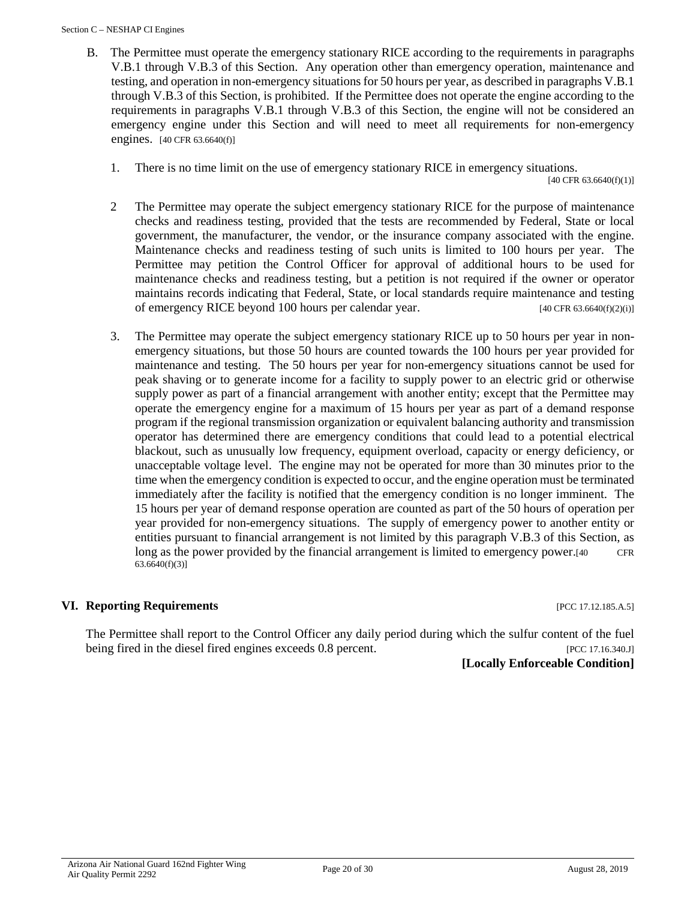B. The Permittee must operate the emergency stationary RICE according to the requirements in paragraphs V.B.1 through V.B.3 of this Section. Any operation other than emergency operation, maintenance and testing, and operation in non-emergency situations for 50 hours per year, as described in paragraphs V.B.1 through V.B.3 of this Section, is prohibited. If the Permittee does not operate the engine according to the requirements in paragraphs V.B.1 through V.B.3 of this Section, the engine will not be considered an emergency engine under this Section and will need to meet all requirements for non-emergency engines. [40 CFR 63.6640(f)]

1. There is no time limit on the use of emergency stationary RICE in emergency situations. [40 CFR 63.6640(f)(1)]

2 The Permittee may operate the subject emergency stationary RICE for the purpose of maintenance checks and readiness testing, provided that the tests are recommended by Federal, State or local government, the manufacturer, the vendor, or the insurance company associated with the engine. Maintenance checks and readiness testing of such units is limited to 100 hours per year. The Permittee may petition the Control Officer for approval of additional hours to be used for maintenance checks and readiness testing, but a petition is not required if the owner or operator maintains records indicating that Federal, State, or local standards require maintenance and testing of emergency RICE beyond 100 hours per calendar year. [40 CFR 63.6640(f)(2)(i)]

3. The Permittee may operate the subject emergency stationary RICE up to 50 hours per year in non-emergency situations, but those 50 hours are counted towards the 100 hours per year provided for maintenance and testing. The 50 hours per year for non-emergency situations cannot be used for peak shaving or to generate income for a facility to supply power to an electric grid or otherwise supply power as part of a financial arrangement with another entity; except that the Permittee may operate the emergency engine for a maximum of 15 hours per year as part of a demand response program if the regional transmission organization or equivalent balancing authority and transmission operator has determined there are emergency conditions that could lead to a potential electrical blackout, such as unusually low frequency, equipment overload, capacity or energy deficiency, or unacceptable voltage level. The engine may not be operated for more than 30 minutes prior to the time when the emergency condition is expected to occur, and the engine operation must be terminated immediately after the facility is notified that the emergency condition is no longer imminent. The 15 hours per year of demand response operation are counted as part of the 50 hours of operation per year provided for non-emergency situations. The supply of emergency power to another entity or entities pursuant to financial arrangement is not limited by this paragraph V.B.3 of this Section, as long as the power provided by the financial arrangement is limited to emergency power.[40 CFR 63.6640(f)(3)]

## VI. Reporting Requirements [PCC 17.12.185.A.5]

The Permittee shall report to the Control Officer any daily period during which the sulfur content of the fuel being fired in the diesel fired engines exceeds 0.8 percent. [PCC 17.16.340.J]

**[Locally Enforceable Condition]**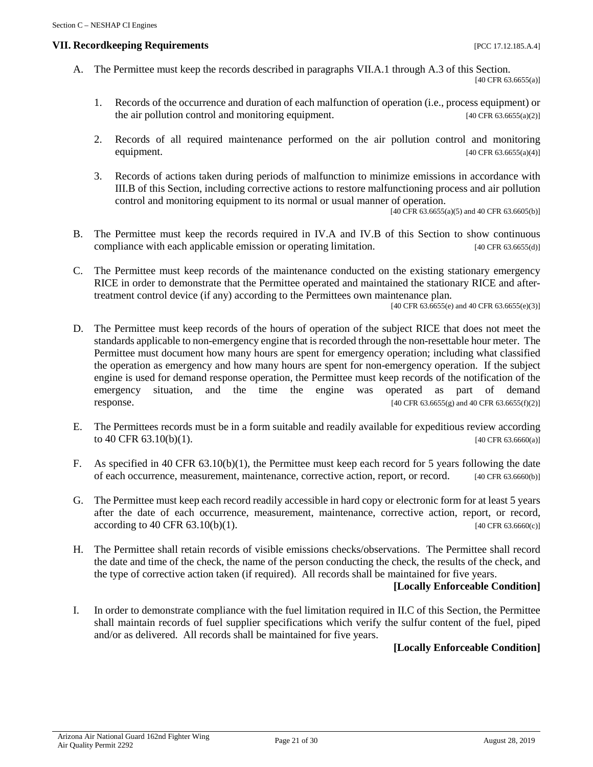## VII. Recordkeeping Requirements [PCC 17.12.185.A.4]

A. The Permittee must keep the records described in paragraphs VII.A.1 through A.3 of this Section. [40 CFR 63.6655(a)]

1. Records of the occurrence and duration of each malfunction of operation (i.e., process equipment) or the air pollution control and monitoring equipment. [40 CFR 63.6655(a)(2)]

2. Records of all required maintenance performed on the air pollution control and monitoring equipment. [40 CFR 63.6655(a)(4)]

3. Records of actions taken during periods of malfunction to minimize emissions in accordance with III.B of this Section, including corrective actions to restore malfunctioning process and air pollution control and monitoring equipment to its normal or usual manner of operation. [40 CFR 63.6655(a)(5) and 40 CFR 63.6605(b)]

B. The Permittee must keep the records required in IV.A and IV.B of this Section to show continuous compliance with each applicable emission or operating limitation. [40 CFR 63.6655(d)]

C. The Permittee must keep records of the maintenance conducted on the existing stationary emergency RICE in order to demonstrate that the Permittee operated and maintained the stationary RICE and after-treatment control device (if any) according to the Permittees own maintenance plan. [40 CFR 63.6655(e) and 40 CFR 63.6655(e)(3)]

D. The Permittee must keep records of the hours of operation of the subject RICE that does not meet the standards applicable to non-emergency engine that is recorded through the non-resettable hour meter. The Permittee must document how many hours are spent for emergency operation; including what classified the operation as emergency and how many hours are spent for non-emergency operation. If the subject engine is used for demand response operation, the Permittee must keep records of the notification of the emergency situation, and the time the engine was operated as part of demand response. [40 CFR 63.6655(g) and 40 CFR 63.6655(f)(2)]

E. The Permittees records must be in a form suitable and readily available for expeditious review according to 40 CFR 63.10(b)(1). [40 CFR 63.6660(a)]

F. As specified in 40 CFR 63.10(b)(1), the Permittee must keep each record for 5 years following the date of each occurrence, measurement, maintenance, corrective action, report, or record. [40 CFR 63.6660(b)]

G. The Permittee must keep each record readily accessible in hard copy or electronic form for at least 5 years after the date of each occurrence, measurement, maintenance, corrective action, report, or record, according to 40 CFR 63.10(b)(1). [40 CFR 63.6660(c)]

H. The Permittee shall retain records of visible emissions checks/observations. The Permittee shall record the date and time of the check, the name of the person conducting the check, the results of the check, and the type of corrective action taken (if required). All records shall be maintained for five years.

**[Locally Enforceable Condition]**

I. In order to demonstrate compliance with the fuel limitation required in II.C of this Section, the Permittee shall maintain records of fuel supplier specifications which verify the sulfur content of the fuel, piped and/or as delivered. All records shall be maintained for five years.

**[Locally Enforceable Condition]**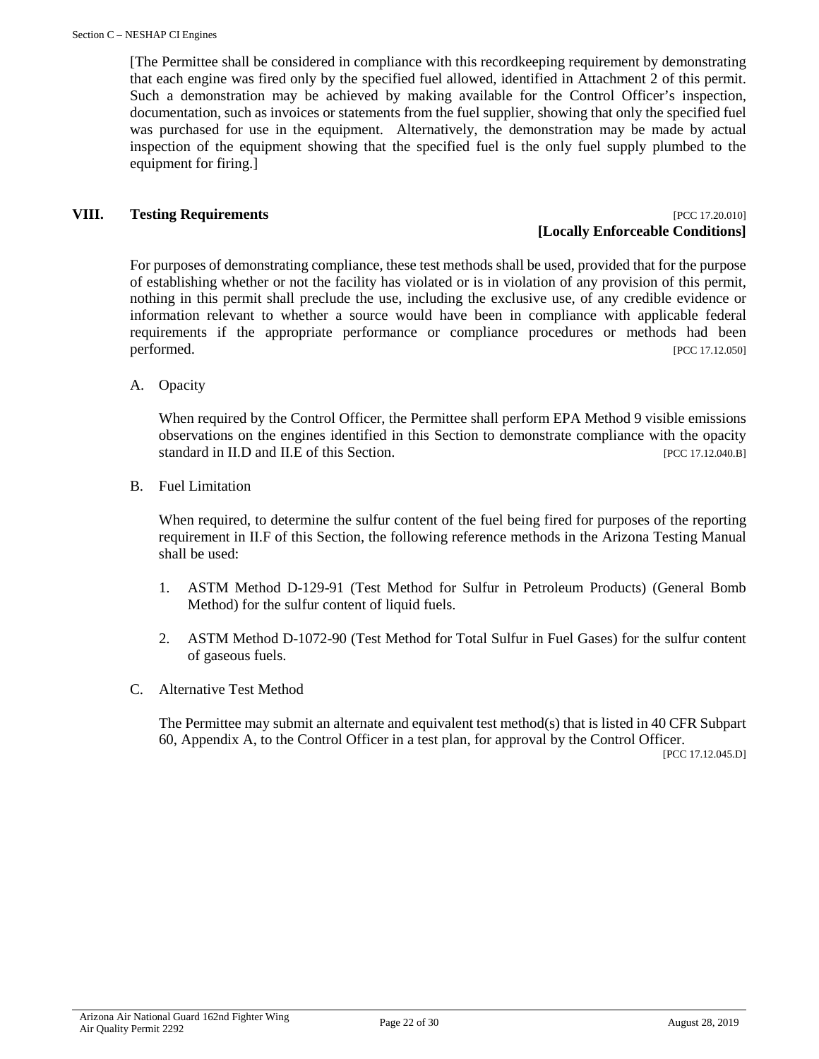[The Permittee shall be considered in compliance with this recordkeeping requirement by demonstrating that each engine was fired only by the specified fuel allowed, identified in Attachment 2 of this permit. Such a demonstration may be achieved by making available for the Control Officer's inspection, documentation, such as invoices or statements from the fuel supplier, showing that only the specified fuel was purchased for use in the equipment. Alternatively, the demonstration may be made by actual inspection of the equipment showing that the specified fuel is the only fuel supply plumbed to the equipment for firing.]

## VIII. Testing Requirements [PCC 17.20.010]

**[Locally Enforceable Conditions]**

For purposes of demonstrating compliance, these test methods shall be used, provided that for the purpose of establishing whether or not the facility has violated or is in violation of any provision of this permit, nothing in this permit shall preclude the use, including the exclusive use, of any credible evidence or information relevant to whether a source would have been in compliance with applicable federal requirements if the appropriate performance or compliance procedures or methods had been performed. [PCC 17.12.050]

A. Opacity

When required by the Control Officer, the Permittee shall perform EPA Method 9 visible emissions observations on the engines identified in this Section to demonstrate compliance with the opacity standard in II.D and II.E of this Section. [PCC 17.12.040.B]

B. Fuel Limitation

When required, to determine the sulfur content of the fuel being fired for purposes of the reporting requirement in II.F of this Section, the following reference methods in the Arizona Testing Manual shall be used:

1. ASTM Method D-129-91 (Test Method for Sulfur in Petroleum Products) (General Bomb Method) for the sulfur content of liquid fuels.

2. ASTM Method D-1072-90 (Test Method for Total Sulfur in Fuel Gases) for the sulfur content of gaseous fuels.

C. Alternative Test Method

The Permittee may submit an alternate and equivalent test method(s) that is listed in 40 CFR Subpart 60, Appendix A, to the Control Officer in a test plan, for approval by the Control Officer. [PCC 17.12.045.D]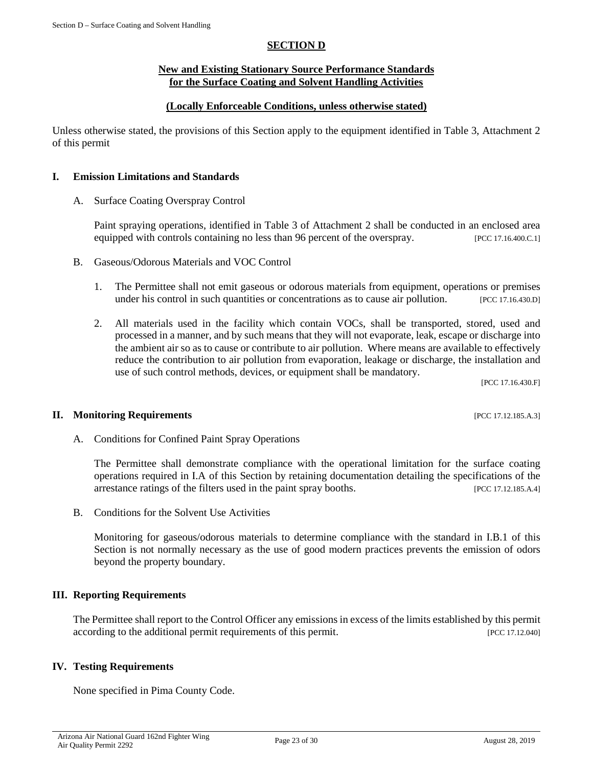# SECTION D

## New and Existing Stationary Source Performance Standards for the Surface Coating and Solvent Handling Activities

**(Locally Enforceable Conditions, unless otherwise stated)**

Unless otherwise stated, the provisions of this Section apply to the equipment identified in Table 3, Attachment 2 of this permit

### I. Emission Limitations and Standards

A. Surface Coating Overspray Control

Paint spraying operations, identified in Table 3 of Attachment 2 shall be conducted in an enclosed area equipped with controls containing no less than 96 percent of the overspray. [PCC 17.16.400.C.1]

B. Gaseous/Odorous Materials and VOC Control

1. The Permittee shall not emit gaseous or odorous materials from equipment, operations or premises under his control in such quantities or concentrations as to cause air pollution. [PCC 17.16.430.D]

2. All materials used in the facility which contain VOCs, shall be transported, stored, used and processed in a manner, and by such means that they will not evaporate, leak, escape or discharge into the ambient air so as to cause or contribute to air pollution. Where means are available to effectively reduce the contribution to air pollution from evaporation, leakage or discharge, the installation and use of such control methods, devices, or equipment shall be mandatory. [PCC 17.16.430.F]

### II. Monitoring Requirements [PCC 17.12.185.A.3]

A. Conditions for Confined Paint Spray Operations

The Permittee shall demonstrate compliance with the operational limitation for the surface coating operations required in I.A of this Section by retaining documentation detailing the specifications of the arrestance ratings of the filters used in the paint spray booths. [PCC 17.12.185.A.4]

B. Conditions for the Solvent Use Activities

Monitoring for gaseous/odorous materials to determine compliance with the standard in I.B.1 of this Section is not normally necessary as the use of good modern practices prevents the emission of odors beyond the property boundary.

### III. Reporting Requirements

The Permittee shall report to the Control Officer any emissions in excess of the limits established by this permit according to the additional permit requirements of this permit. [PCC 17.12.040]

### IV. Testing Requirements

None specified in Pima County Code.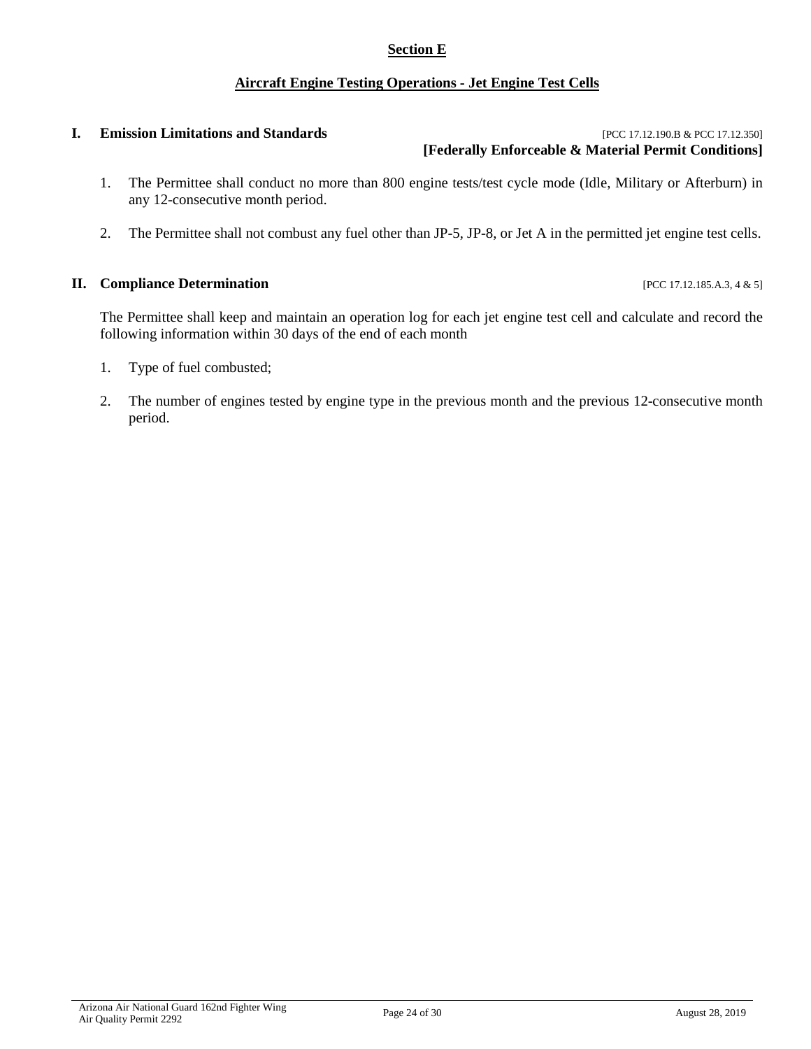## Section E

## Aircraft Engine Testing Operations - Jet Engine Test Cells

### I. Emission Limitations and Standards

[PCC 17.12.190.B & PCC 17.12.350]
**[Federally Enforceable & Material Permit Conditions]**

1. The Permittee shall conduct no more than 800 engine tests/test cycle mode (Idle, Military or Afterburn) in any 12-consecutive month period.

2. The Permittee shall not combust any fuel other than JP-5, JP-8, or Jet A in the permitted jet engine test cells.

### II. Compliance Determination

[PCC 17.12.185.A.3, 4 & 5]

The Permittee shall keep and maintain an operation log for each jet engine test cell and calculate and record the following information within 30 days of the end of each month

1. Type of fuel combusted;

2. The number of engines tested by engine type in the previous month and the previous 12-consecutive month period.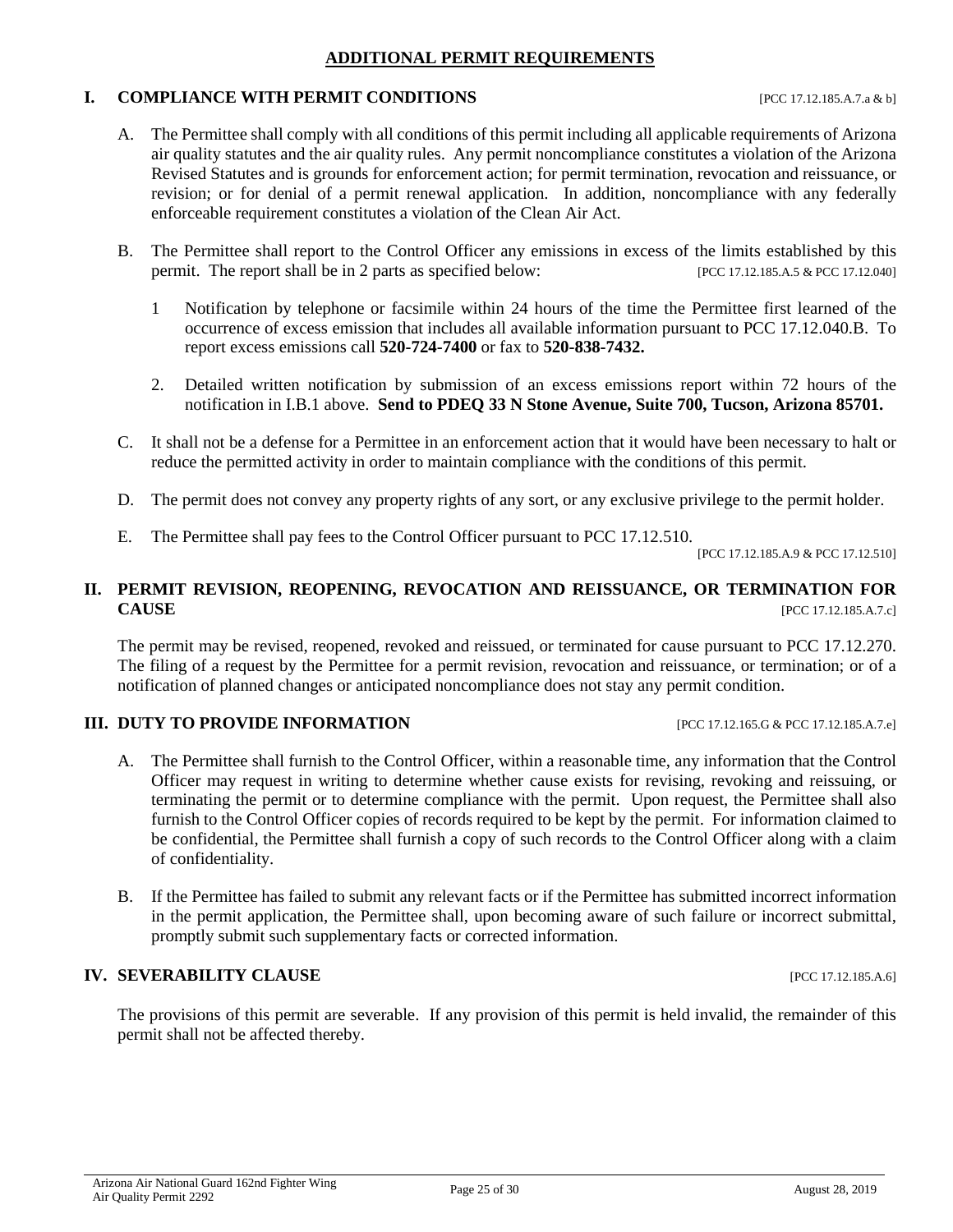## ADDITIONAL PERMIT REQUIREMENTS

### I. COMPLIANCE WITH PERMIT CONDITIONS [PCC 17.12.185.A.7.a & b]

A. The Permittee shall comply with all conditions of this permit including all applicable requirements of Arizona air quality statutes and the air quality rules. Any permit noncompliance constitutes a violation of the Arizona Revised Statutes and is grounds for enforcement action; for permit termination, revocation and reissuance, or revision; or for denial of a permit renewal application. In addition, noncompliance with any federally enforceable requirement constitutes a violation of the Clean Air Act.

B. The Permittee shall report to the Control Officer any emissions in excess of the limits established by this permit. The report shall be in 2 parts as specified below: [PCC 17.12.185.A.5 & PCC 17.12.040]

   1 Notification by telephone or facsimile within 24 hours of the time the Permittee first learned of the occurrence of excess emission that includes all available information pursuant to PCC 17.12.040.B. To report excess emissions call **520-724-7400** or fax to **520-838-7432.**

   2. Detailed written notification by submission of an excess emissions report within 72 hours of the notification in I.B.1 above. **Send to PDEQ 33 N Stone Avenue, Suite 700, Tucson, Arizona 85701.**

C. It shall not be a defense for a Permittee in an enforcement action that it would have been necessary to halt or reduce the permitted activity in order to maintain compliance with the conditions of this permit.

D. The permit does not convey any property rights of any sort, or any exclusive privilege to the permit holder.

E. The Permittee shall pay fees to the Control Officer pursuant to PCC 17.12.510.

[PCC 17.12.185.A.9 & PCC 17.12.510]

### II. PERMIT REVISION, REOPENING, REVOCATION AND REISSUANCE, OR TERMINATION FOR CAUSE [PCC 17.12.185.A.7.c]

The permit may be revised, reopened, revoked and reissued, or terminated for cause pursuant to PCC 17.12.270. The filing of a request by the Permittee for a permit revision, revocation and reissuance, or termination; or of a notification of planned changes or anticipated noncompliance does not stay any permit condition.

### III. DUTY TO PROVIDE INFORMATION [PCC 17.12.165.G & PCC 17.12.185.A.7.e]

A. The Permittee shall furnish to the Control Officer, within a reasonable time, any information that the Control Officer may request in writing to determine whether cause exists for revising, revoking and reissuing, or terminating the permit or to determine compliance with the permit. Upon request, the Permittee shall also furnish to the Control Officer copies of records required to be kept by the permit. For information claimed to be confidential, the Permittee shall furnish a copy of such records to the Control Officer along with a claim of confidentiality.

B. If the Permittee has failed to submit any relevant facts or if the Permittee has submitted incorrect information in the permit application, the Permittee shall, upon becoming aware of such failure or incorrect submittal, promptly submit such supplementary facts or corrected information.

### IV. SEVERABILITY CLAUSE [PCC 17.12.185.A.6]

The provisions of this permit are severable. If any provision of this permit is held invalid, the remainder of this permit shall not be affected thereby.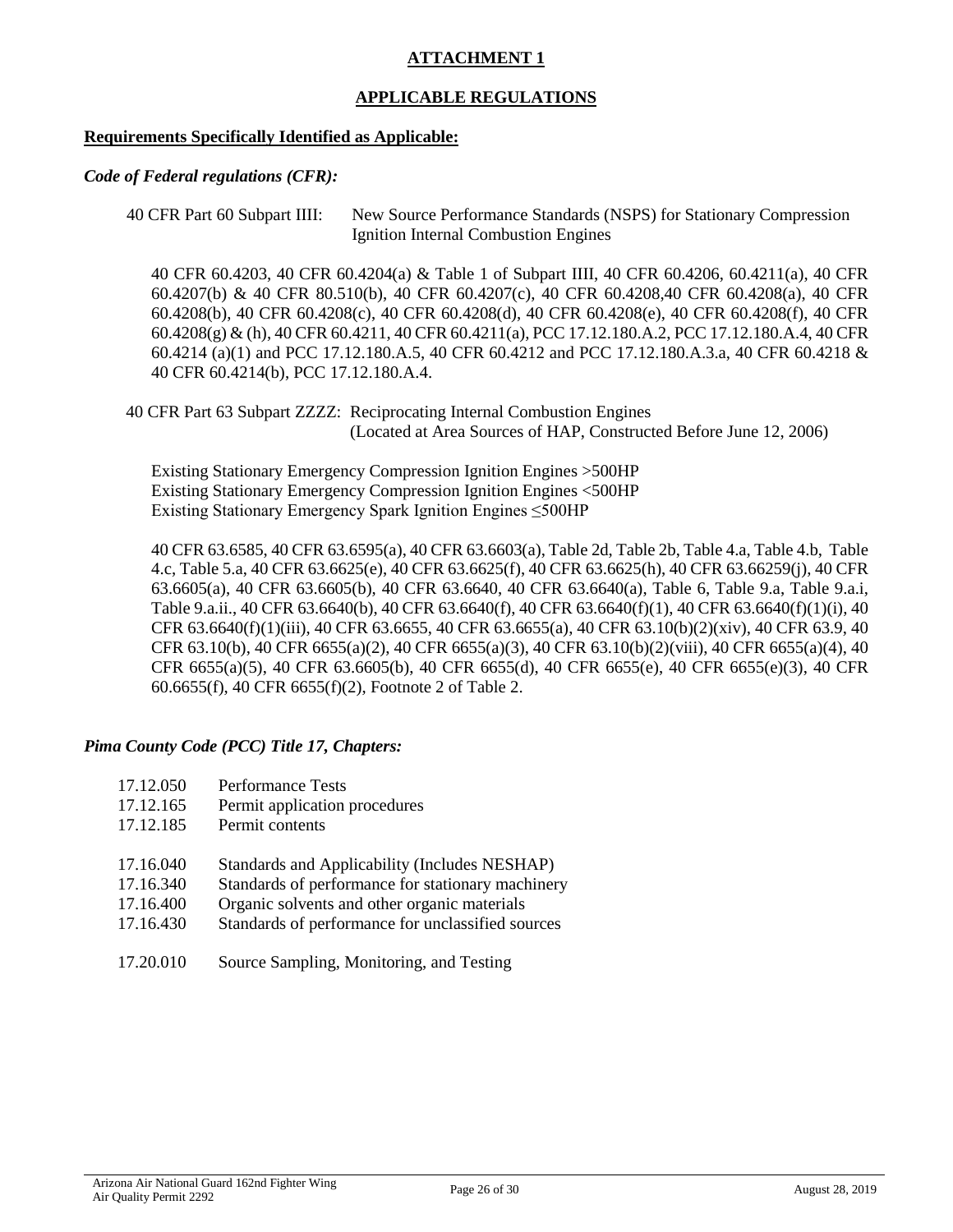# ATTACHMENT 1

## APPLICABLE REGULATIONS

**Requirements Specifically Identified as Applicable:**

***Code of Federal regulations (CFR):***

40 CFR Part 60 Subpart IIII: New Source Performance Standards (NSPS) for Stationary Compression Ignition Internal Combustion Engines

40 CFR 60.4203, 40 CFR 60.4204(a) & Table 1 of Subpart IIII, 40 CFR 60.4206, 60.4211(a), 40 CFR 60.4207(b) & 40 CFR 80.510(b), 40 CFR 60.4207(c), 40 CFR 60.4208,40 CFR 60.4208(a), 40 CFR 60.4208(b), 40 CFR 60.4208(c), 40 CFR 60.4208(d), 40 CFR 60.4208(e), 40 CFR 60.4208(f), 40 CFR 60.4208(g) & (h), 40 CFR 60.4211, 40 CFR 60.4211(a), PCC 17.12.180.A.2, PCC 17.12.180.A.4, 40 CFR 60.4214 (a)(1) and PCC 17.12.180.A.5, 40 CFR 60.4212 and PCC 17.12.180.A.3.a, 40 CFR 60.4218 & 40 CFR 60.4214(b), PCC 17.12.180.A.4.

40 CFR Part 63 Subpart ZZZZ: Reciprocating Internal Combustion Engines (Located at Area Sources of HAP, Constructed Before June 12, 2006)

Existing Stationary Emergency Compression Ignition Engines >500HP
Existing Stationary Emergency Compression Ignition Engines <500HP
Existing Stationary Emergency Spark Ignition Engines ≤500HP

40 CFR 63.6585, 40 CFR 63.6595(a), 40 CFR 63.6603(a), Table 2d, Table 2b, Table 4.a, Table 4.b, Table 4.c, Table 5.a, 40 CFR 63.6625(e), 40 CFR 63.6625(f), 40 CFR 63.6625(h), 40 CFR 63.66259(j), 40 CFR 63.6605(a), 40 CFR 63.6605(b), 40 CFR 63.6640, 40 CFR 63.6640(a), Table 6, Table 9.a, Table 9.a.i, Table 9.a.ii., 40 CFR 63.6640(b), 40 CFR 63.6640(f), 40 CFR 63.6640(f)(1), 40 CFR 63.6640(f)(1)(i), 40 CFR 63.6640(f)(1)(iii), 40 CFR 63.6655, 40 CFR 63.6655(a), 40 CFR 63.10(b)(2)(xiv), 40 CFR 63.9, 40 CFR 63.10(b), 40 CFR 6655(a)(2), 40 CFR 6655(a)(3), 40 CFR 63.10(b)(2)(viii), 40 CFR 6655(a)(4), 40 CFR 6655(a)(5), 40 CFR 63.6605(b), 40 CFR 6655(d), 40 CFR 6655(e), 40 CFR 6655(e)(3), 40 CFR 60.6655(f), 40 CFR 6655(f)(2), Footnote 2 of Table 2.

***Pima County Code (PCC) Title 17, Chapters:***

17.12.050 Performance Tests
17.12.165 Permit application procedures
17.12.185 Permit contents

17.16.040 Standards and Applicability (Includes NESHAP)
17.16.340 Standards of performance for stationary machinery
17.16.400 Organic solvents and other organic materials
17.16.430 Standards of performance for unclassified sources

17.20.010 Source Sampling, Monitoring, and Testing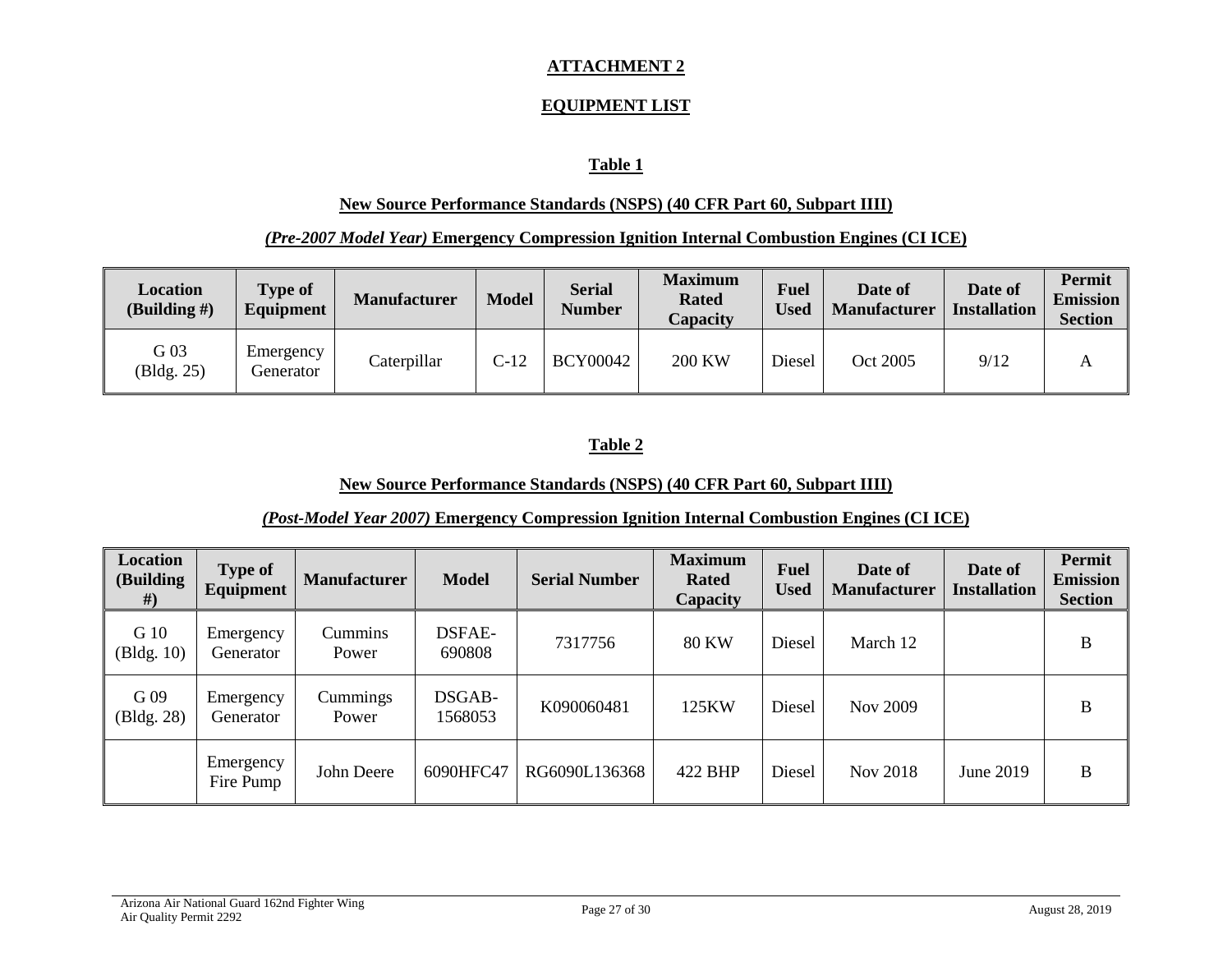## ATTACHMENT 2

## EQUIPMENT LIST

### Table 1

**New Source Performance Standards (NSPS) (40 CFR Part 60, Subpart IIII)**

***(Pre-2007 Model Year)* Emergency Compression Ignition Internal Combustion Engines (CI ICE)**

| Location (Building #) | Type of Equipment | Manufacturer | Model | Serial Number | Maximum Rated Capacity | Fuel Used | Date of Manufacturer | Date of Installation | Permit Emission Section |
|---|---|---|---|---|---|---|---|---|---|
| G 03 (Bldg. 25) | Emergency Generator | Caterpillar | C-12 | BCY00042 | 200 KW | Diesel | Oct 2005 | 9/12 | A |

### Table 2

**New Source Performance Standards (NSPS) (40 CFR Part 60, Subpart IIII)**

***(Post-Model Year 2007)* Emergency Compression Ignition Internal Combustion Engines (CI ICE)**

| Location (Building #) | Type of Equipment | Manufacturer | Model | Serial Number | Maximum Rated Capacity | Fuel Used | Date of Manufacturer | Date of Installation | Permit Emission Section |
|---|---|---|---|---|---|---|---|---|---|
| G 10 (Bldg. 10) | Emergency Generator | Cummins Power | DSFAE-690808 | 7317756 | 80 KW | Diesel | March 12 | | B |
| G 09 (Bldg. 28) | Emergency Generator | Cummings Power | DSGAB-1568053 | K090060481 | 125KW | Diesel | Nov 2009 | | B |
| | Emergency Fire Pump | John Deere | 6090HFC47 | RG6090L136368 | 422 BHP | Diesel | Nov 2018 | June 2019 | B |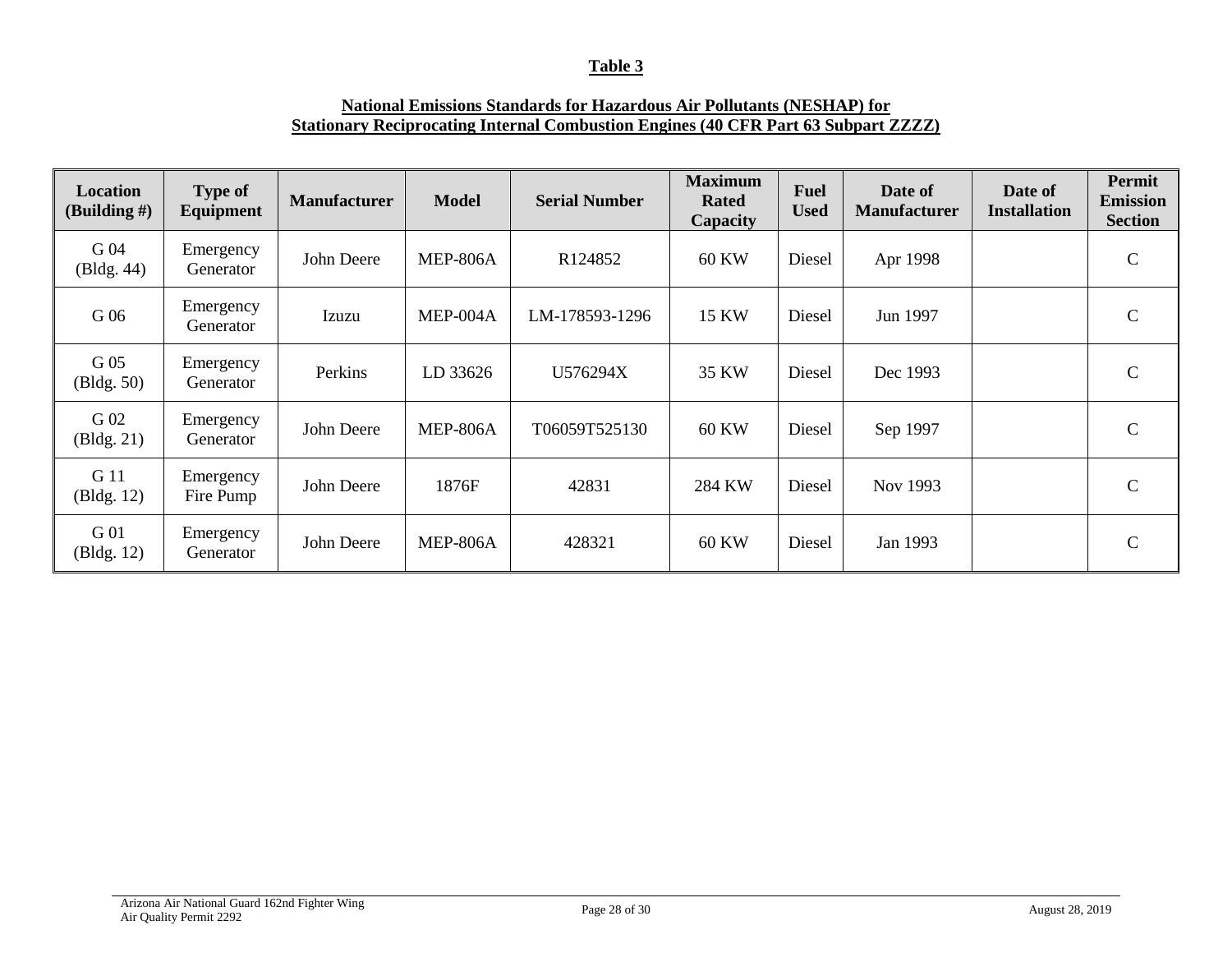## Table 3

### National Emissions Standards for Hazardous Air Pollutants (NESHAP) for Stationary Reciprocating Internal Combustion Engines (40 CFR Part 63 Subpart ZZZZ)

| Location (Building #) | Type of Equipment | Manufacturer | Model | Serial Number | Maximum Rated Capacity | Fuel Used | Date of Manufacturer | Date of Installation | Permit Emission Section |
|---|---|---|---|---|---|---|---|---|---|
| G 04 (Bldg. 44) | Emergency Generator | John Deere | MEP-806A | R124852 | 60 KW | Diesel | Apr 1998 | | C |
| G 06 | Emergency Generator | Izuzu | MEP-004A | LM-178593-1296 | 15 KW | Diesel | Jun 1997 | | C |
| G 05 (Bldg. 50) | Emergency Generator | Perkins | LD 33626 | U576294X | 35 KW | Diesel | Dec 1993 | | C |
| G 02 (Bldg. 21) | Emergency Generator | John Deere | MEP-806A | T06059T525130 | 60 KW | Diesel | Sep 1997 | | C |
| G 11 (Bldg. 12) | Emergency Fire Pump | John Deere | 1876F | 42831 | 284 KW | Diesel | Nov 1993 | | C |
| G 01 (Bldg. 12) | Emergency Generator | John Deere | MEP-806A | 428321 | 60 KW | Diesel | Jan 1993 | | C |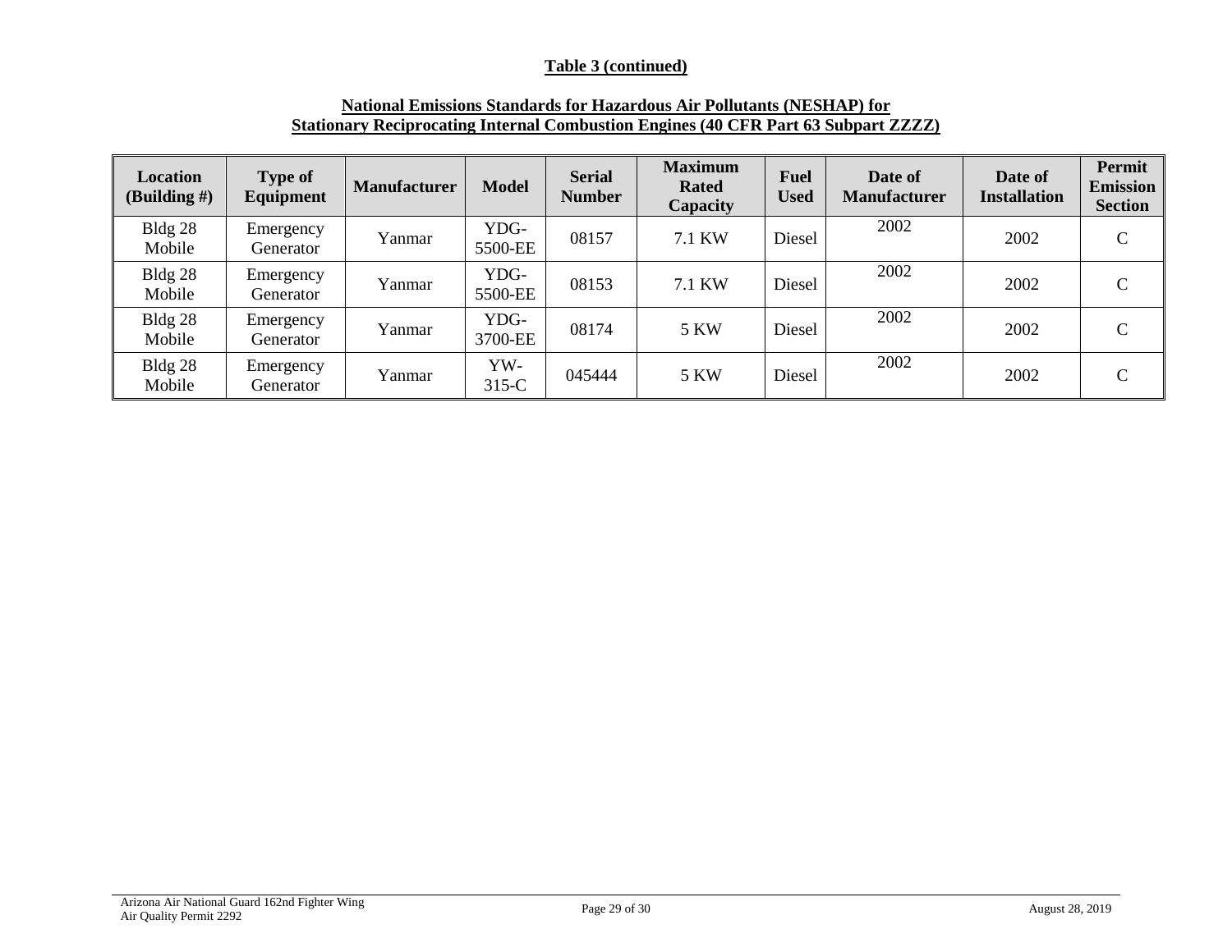**Table 3 (continued)**

**National Emissions Standards for Hazardous Air Pollutants (NESHAP) for Stationary Reciprocating Internal Combustion Engines (40 CFR Part 63 Subpart ZZZZ)**

| Location (Building #) | Type of Equipment | Manufacturer | Model | Serial Number | Maximum Rated Capacity | Fuel Used | Date of Manufacturer | Date of Installation | Permit Emission Section |
|---|---|---|---|---|---|---|---|---|---|
| Bldg 28 Mobile | Emergency Generator | Yanmar | YDG-5500-EE | 08157 | 7.1 KW | Diesel | 2002 | 2002 | C |
| Bldg 28 Mobile | Emergency Generator | Yanmar | YDG-5500-EE | 08153 | 7.1 KW | Diesel | 2002 | 2002 | C |
| Bldg 28 Mobile | Emergency Generator | Yanmar | YDG-3700-EE | 08174 | 5 KW | Diesel | 2002 | 2002 | C |
| Bldg 28 Mobile | Emergency Generator | Yanmar | YW-315-C | 045444 | 5 KW | Diesel | 2002 | 2002 | C |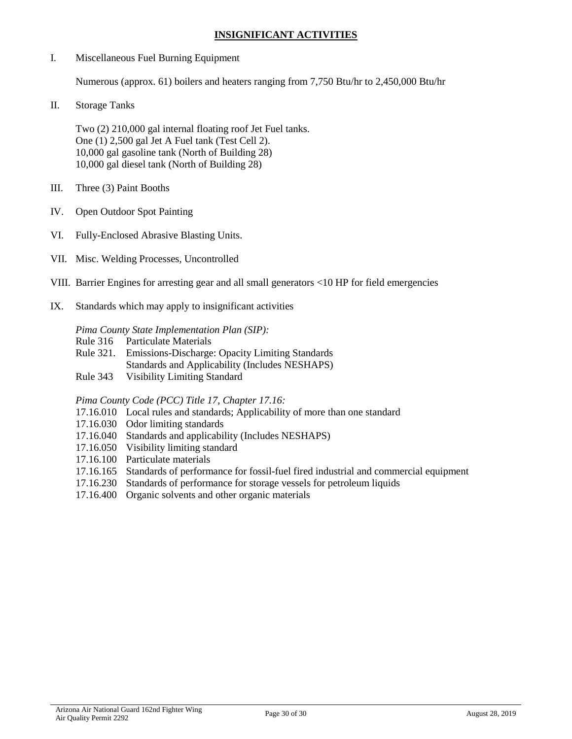# INSIGNIFICANT ACTIVITIES

I. Miscellaneous Fuel Burning Equipment

Numerous (approx. 61) boilers and heaters ranging from 7,750 Btu/hr to 2,450,000 Btu/hr

II. Storage Tanks

Two (2) 210,000 gal internal floating roof Jet Fuel tanks.
One (1) 2,500 gal Jet A Fuel tank (Test Cell 2).
10,000 gal gasoline tank (North of Building 28)
10,000 gal diesel tank (North of Building 28)

III. Three (3) Paint Booths

IV. Open Outdoor Spot Painting

VI. Fully-Enclosed Abrasive Blasting Units.

VII. Misc. Welding Processes, Uncontrolled

VIII. Barrier Engines for arresting gear and all small generators <10 HP for field emergencies

IX. Standards which may apply to insignificant activities

*Pima County State Implementation Plan (SIP):*

Rule 316 Particulate Materials
Rule 321. Emissions-Discharge: Opacity Limiting Standards
Standards and Applicability (Includes NESHAPS)
Rule 343 Visibility Limiting Standard

*Pima County Code (PCC) Title 17, Chapter 17.16:*

17.16.010 Local rules and standards; Applicability of more than one standard
17.16.030 Odor limiting standards
17.16.040 Standards and applicability (Includes NESHAPS)
17.16.050 Visibility limiting standard
17.16.100 Particulate materials
17.16.165 Standards of performance for fossil-fuel fired industrial and commercial equipment
17.16.230 Standards of performance for storage vessels for petroleum liquids
17.16.400 Organic solvents and other organic materials